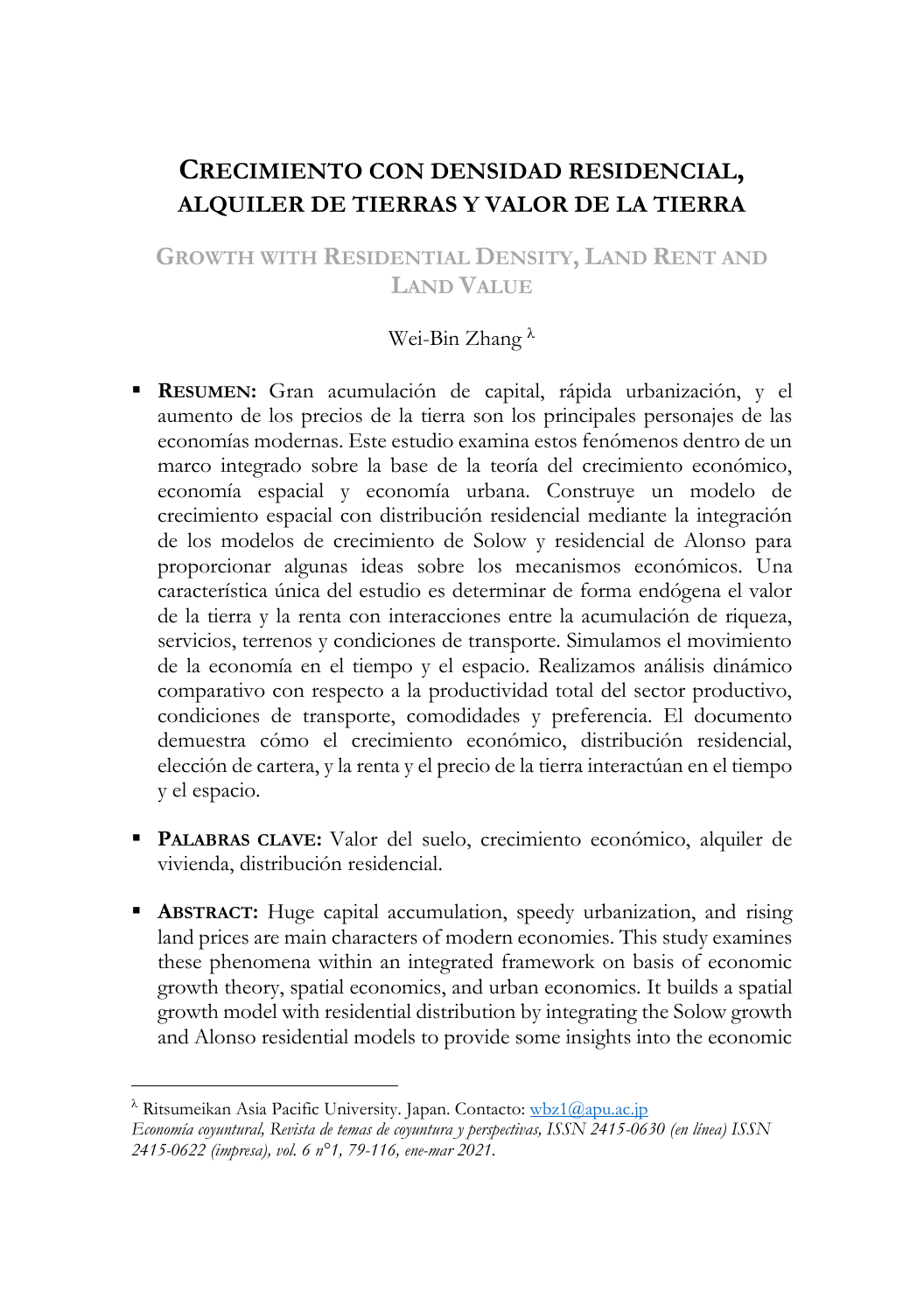# CRECIMIENTO CON DENSIDAD RESIDENCIAL, ALQUILER DE TIERRAS Y VALOR DE LA TIERRA

## GROWTH WITH RESIDENTIAL DENSITY, LAND RENT AND LAND VALUE

Wei-Bin Zhang [λ]

- **RESUMEN:** Gran acumulación de capital, rápida urbanización, y el aumento de los precios de la tierra son los principales personajes de las economías modernas. Este estudio examina estos fenómenos dentro de un marco integrado sobre la base de la teoría del crecimiento económico, economía espacial y economía urbana. Construye un modelo de crecimiento espacial con distribución residencial mediante la integración de los modelos de crecimiento de Solow y residencial de Alonso para proporcionar algunas ideas sobre los mecanismos económicos. Una característica única del estudio es determinar de forma endógena el valor de la tierra y la renta con interacciones entre la acumulación de riqueza, servicios, terrenos y condiciones de transporte. Simulamos el movimiento de la economía en el tiempo y el espacio. Realizamos análisis dinámico comparativo con respecto a la productividad total del sector productivo, condiciones de transporte, comodidades y preferencia. El documento demuestra cómo el crecimiento económico, distribución residencial, elección de cartera, y la renta y el precio de la tierra interactúan en el tiempo y el espacio.

- **PALABRAS CLAVE:** Valor del suelo, crecimiento económico, alquiler de vivienda, distribución residencial.

- **ABSTRACT:** Huge capital accumulation, speedy urbanization, and rising land prices are main characters of modern economies. This study examines these phenomena within an integrated framework on basis of economic growth theory, spatial economics, and urban economics. It builds a spatial growth model with residential distribution by integrating the Solow growth and Alonso residential models to provide some insights into the economic

---

[λ] Ritsumeikan Asia Pacific University. Japan. Contacto: wbz1@apu.ac.jp

*Economía coyuntural, Revista de temas de coyuntura y perspectivas, ISSN 2415-0630 (en línea) ISSN 2415-0622 (impresa), vol. 6 n°1, 79-116, ene-mar 2021.*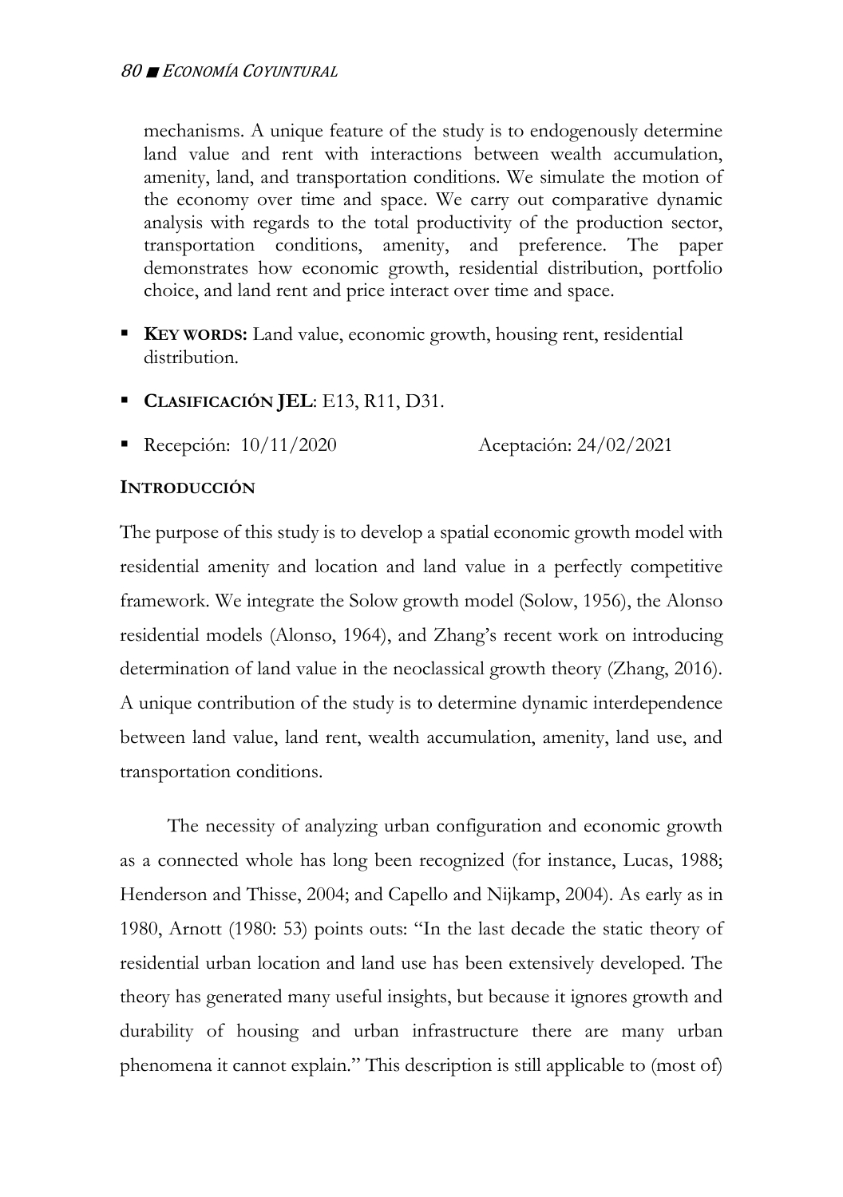mechanisms. A unique feature of the study is to endogenously determine land value and rent with interactions between wealth accumulation, amenity, land, and transportation conditions. We simulate the motion of the economy over time and space. We carry out comparative dynamic analysis with regards to the total productivity of the production sector, transportation conditions, amenity, and preference. The paper demonstrates how economic growth, residential distribution, portfolio choice, and land rent and price interact over time and space.

- **KEY WORDS:** Land value, economic growth, housing rent, residential distribution.
- **CLASIFICACIÓN JEL**: E13, R11, D31.
- Recepción: 10/11/2020 Aceptación: 24/02/2021

## INTRODUCCIÓN

The purpose of this study is to develop a spatial economic growth model with residential amenity and location and land value in a perfectly competitive framework. We integrate the Solow growth model (Solow, 1956), the Alonso residential models (Alonso, 1964), and Zhang's recent work on introducing determination of land value in the neoclassical growth theory (Zhang, 2016). A unique contribution of the study is to determine dynamic interdependence between land value, land rent, wealth accumulation, amenity, land use, and transportation conditions.

The necessity of analyzing urban configuration and economic growth as a connected whole has long been recognized (for instance, Lucas, 1988; Henderson and Thisse, 2004; and Capello and Nijkamp, 2004). As early as in 1980, Arnott (1980: 53) points outs: "In the last decade the static theory of residential urban location and land use has been extensively developed. The theory has generated many useful insights, but because it ignores growth and durability of housing and urban infrastructure there are many urban phenomena it cannot explain." This description is still applicable to (most of)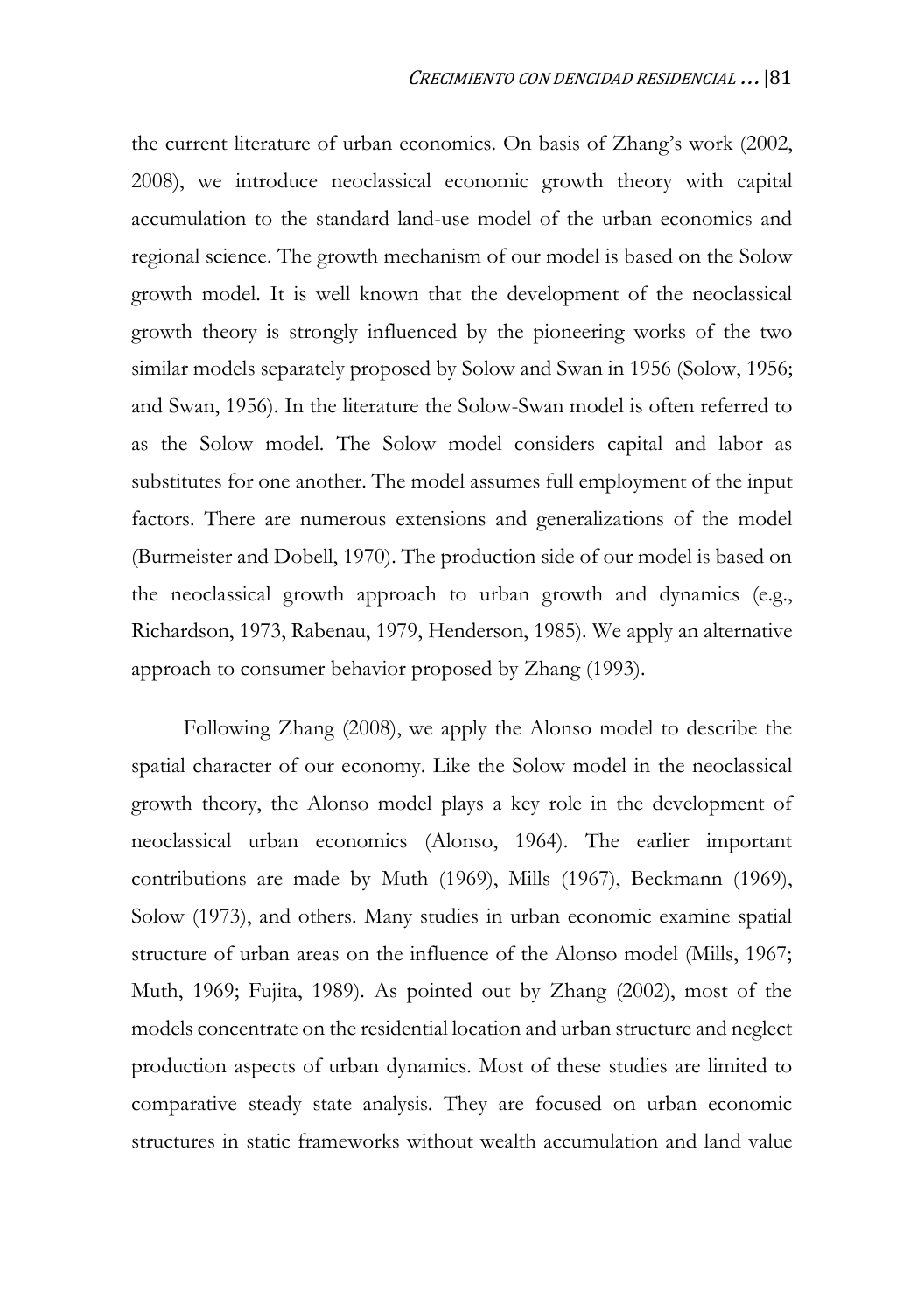the current literature of urban economics. On basis of Zhang's work (2002, 2008), we introduce neoclassical economic growth theory with capital accumulation to the standard land-use model of the urban economics and regional science. The growth mechanism of our model is based on the Solow growth model. It is well known that the development of the neoclassical growth theory is strongly influenced by the pioneering works of the two similar models separately proposed by Solow and Swan in 1956 (Solow, 1956; and Swan, 1956). In the literature the Solow-Swan model is often referred to as the Solow model. The Solow model considers capital and labor as substitutes for one another. The model assumes full employment of the input factors. There are numerous extensions and generalizations of the model (Burmeister and Dobell, 1970). The production side of our model is based on the neoclassical growth approach to urban growth and dynamics (e.g., Richardson, 1973, Rabenau, 1979, Henderson, 1985). We apply an alternative approach to consumer behavior proposed by Zhang (1993).

Following Zhang (2008), we apply the Alonso model to describe the spatial character of our economy. Like the Solow model in the neoclassical growth theory, the Alonso model plays a key role in the development of neoclassical urban economics (Alonso, 1964). The earlier important contributions are made by Muth (1969), Mills (1967), Beckmann (1969), Solow (1973), and others. Many studies in urban economic examine spatial structure of urban areas on the influence of the Alonso model (Mills, 1967; Muth, 1969; Fujita, 1989). As pointed out by Zhang (2002), most of the models concentrate on the residential location and urban structure and neglect production aspects of urban dynamics. Most of these studies are limited to comparative steady state analysis. They are focused on urban economic structures in static frameworks without wealth accumulation and land value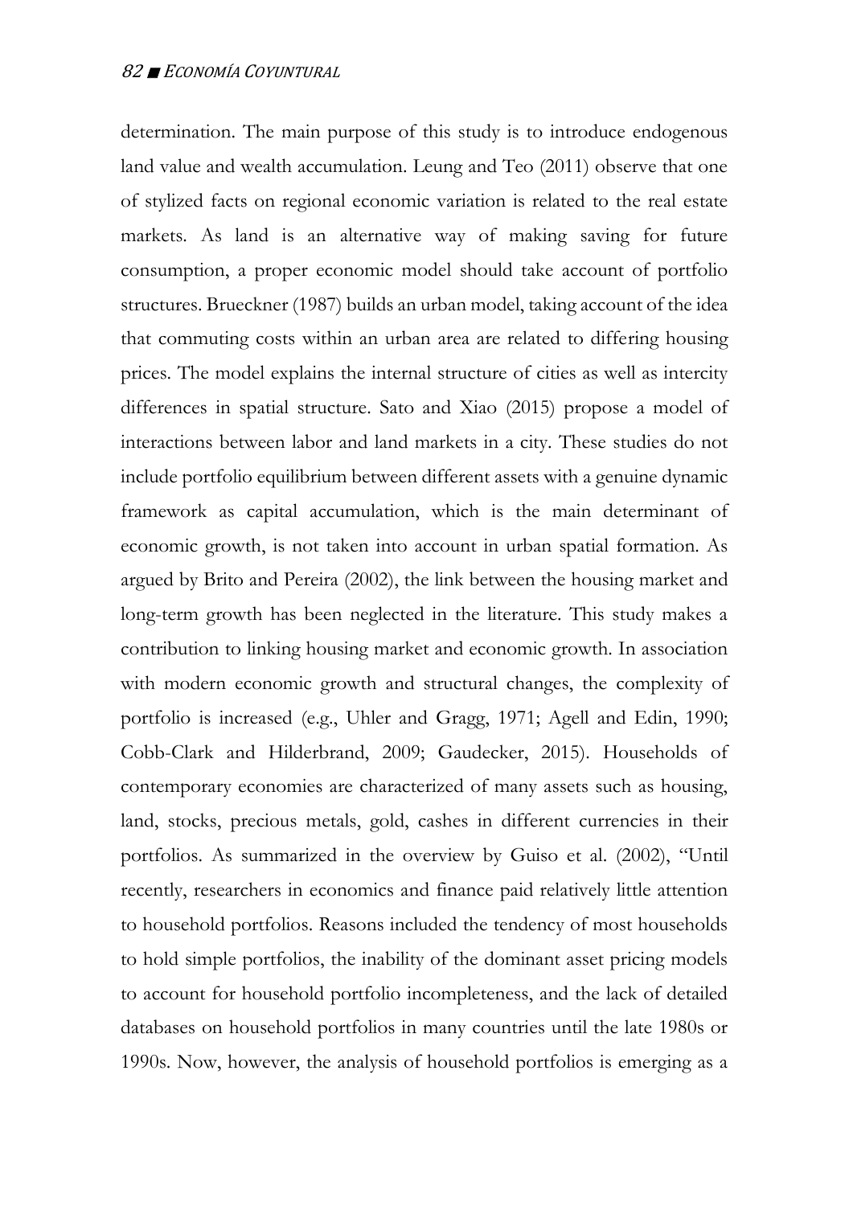determination. The main purpose of this study is to introduce endogenous land value and wealth accumulation. Leung and Teo (2011) observe that one of stylized facts on regional economic variation is related to the real estate markets. As land is an alternative way of making saving for future consumption, a proper economic model should take account of portfolio structures. Brueckner (1987) builds an urban model, taking account of the idea that commuting costs within an urban area are related to differing housing prices. The model explains the internal structure of cities as well as intercity differences in spatial structure. Sato and Xiao (2015) propose a model of interactions between labor and land markets in a city. These studies do not include portfolio equilibrium between different assets with a genuine dynamic framework as capital accumulation, which is the main determinant of economic growth, is not taken into account in urban spatial formation. As argued by Brito and Pereira (2002), the link between the housing market and long-term growth has been neglected in the literature. This study makes a contribution to linking housing market and economic growth. In association with modern economic growth and structural changes, the complexity of portfolio is increased (e.g., Uhler and Gragg, 1971; Agell and Edin, 1990; Cobb-Clark and Hilderbrand, 2009; Gaudecker, 2015). Households of contemporary economies are characterized of many assets such as housing, land, stocks, precious metals, gold, cashes in different currencies in their portfolios. As summarized in the overview by Guiso et al. (2002), "Until recently, researchers in economics and finance paid relatively little attention to household portfolios. Reasons included the tendency of most households to hold simple portfolios, the inability of the dominant asset pricing models to account for household portfolio incompleteness, and the lack of detailed databases on household portfolios in many countries until the late 1980s or 1990s. Now, however, the analysis of household portfolios is emerging as a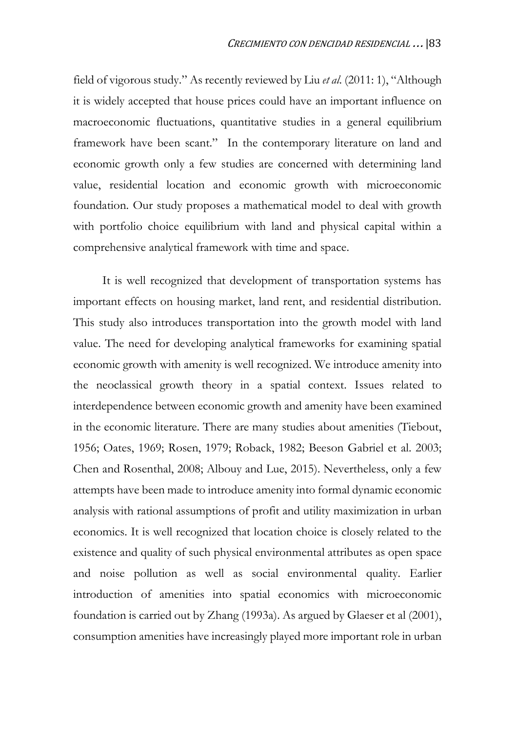field of vigorous study." As recently reviewed by Liu *et al.* (2011: 1), "Although it is widely accepted that house prices could have an important influence on macroeconomic fluctuations, quantitative studies in a general equilibrium framework have been scant." In the contemporary literature on land and economic growth only a few studies are concerned with determining land value, residential location and economic growth with microeconomic foundation. Our study proposes a mathematical model to deal with growth with portfolio choice equilibrium with land and physical capital within a comprehensive analytical framework with time and space.

It is well recognized that development of transportation systems has important effects on housing market, land rent, and residential distribution. This study also introduces transportation into the growth model with land value. The need for developing analytical frameworks for examining spatial economic growth with amenity is well recognized. We introduce amenity into the neoclassical growth theory in a spatial context. Issues related to interdependence between economic growth and amenity have been examined in the economic literature. There are many studies about amenities (Tiebout, 1956; Oates, 1969; Rosen, 1979; Roback, 1982; Beeson Gabriel et al. 2003; Chen and Rosenthal, 2008; Albouy and Lue, 2015). Nevertheless, only a few attempts have been made to introduce amenity into formal dynamic economic analysis with rational assumptions of profit and utility maximization in urban economics. It is well recognized that location choice is closely related to the existence and quality of such physical environmental attributes as open space and noise pollution as well as social environmental quality. Earlier introduction of amenities into spatial economics with microeconomic foundation is carried out by Zhang (1993a). As argued by Glaeser et al (2001), consumption amenities have increasingly played more important role in urban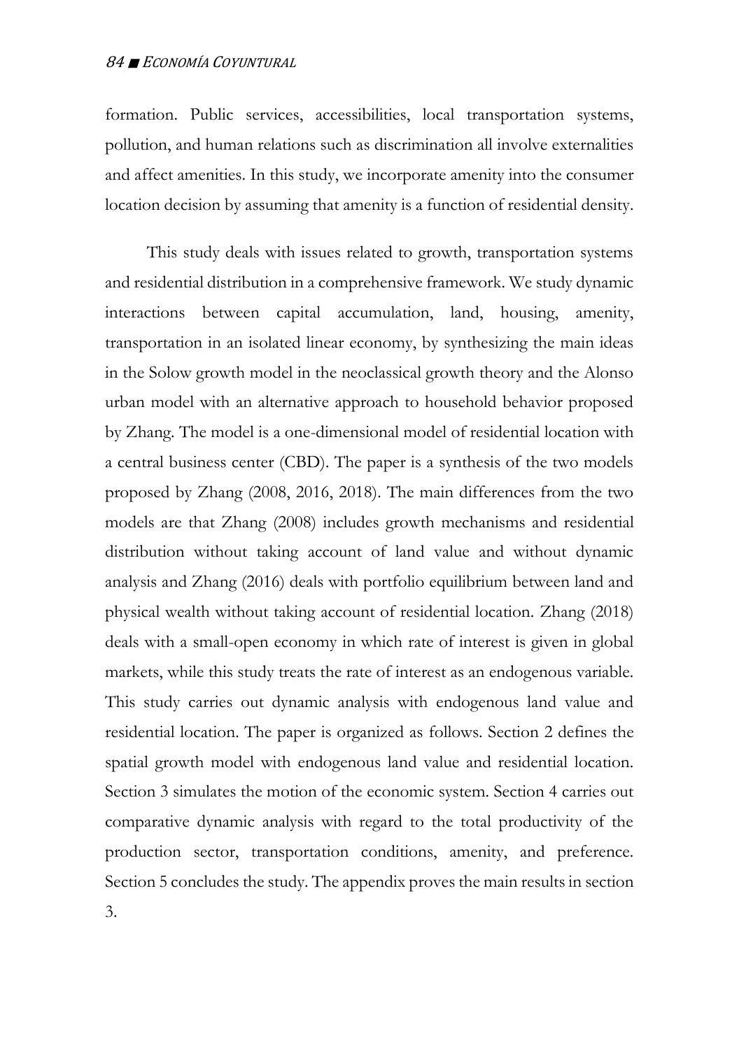formation. Public services, accessibilities, local transportation systems, pollution, and human relations such as discrimination all involve externalities and affect amenities. In this study, we incorporate amenity into the consumer location decision by assuming that amenity is a function of residential density.

This study deals with issues related to growth, transportation systems and residential distribution in a comprehensive framework. We study dynamic interactions between capital accumulation, land, housing, amenity, transportation in an isolated linear economy, by synthesizing the main ideas in the Solow growth model in the neoclassical growth theory and the Alonso urban model with an alternative approach to household behavior proposed by Zhang. The model is a one-dimensional model of residential location with a central business center (CBD). The paper is a synthesis of the two models proposed by Zhang (2008, 2016, 2018). The main differences from the two models are that Zhang (2008) includes growth mechanisms and residential distribution without taking account of land value and without dynamic analysis and Zhang (2016) deals with portfolio equilibrium between land and physical wealth without taking account of residential location. Zhang (2018) deals with a small-open economy in which rate of interest is given in global markets, while this study treats the rate of interest as an endogenous variable. This study carries out dynamic analysis with endogenous land value and residential location. The paper is organized as follows. Section 2 defines the spatial growth model with endogenous land value and residential location. Section 3 simulates the motion of the economic system. Section 4 carries out comparative dynamic analysis with regard to the total productivity of the production sector, transportation conditions, amenity, and preference. Section 5 concludes the study. The appendix proves the main results in section 3.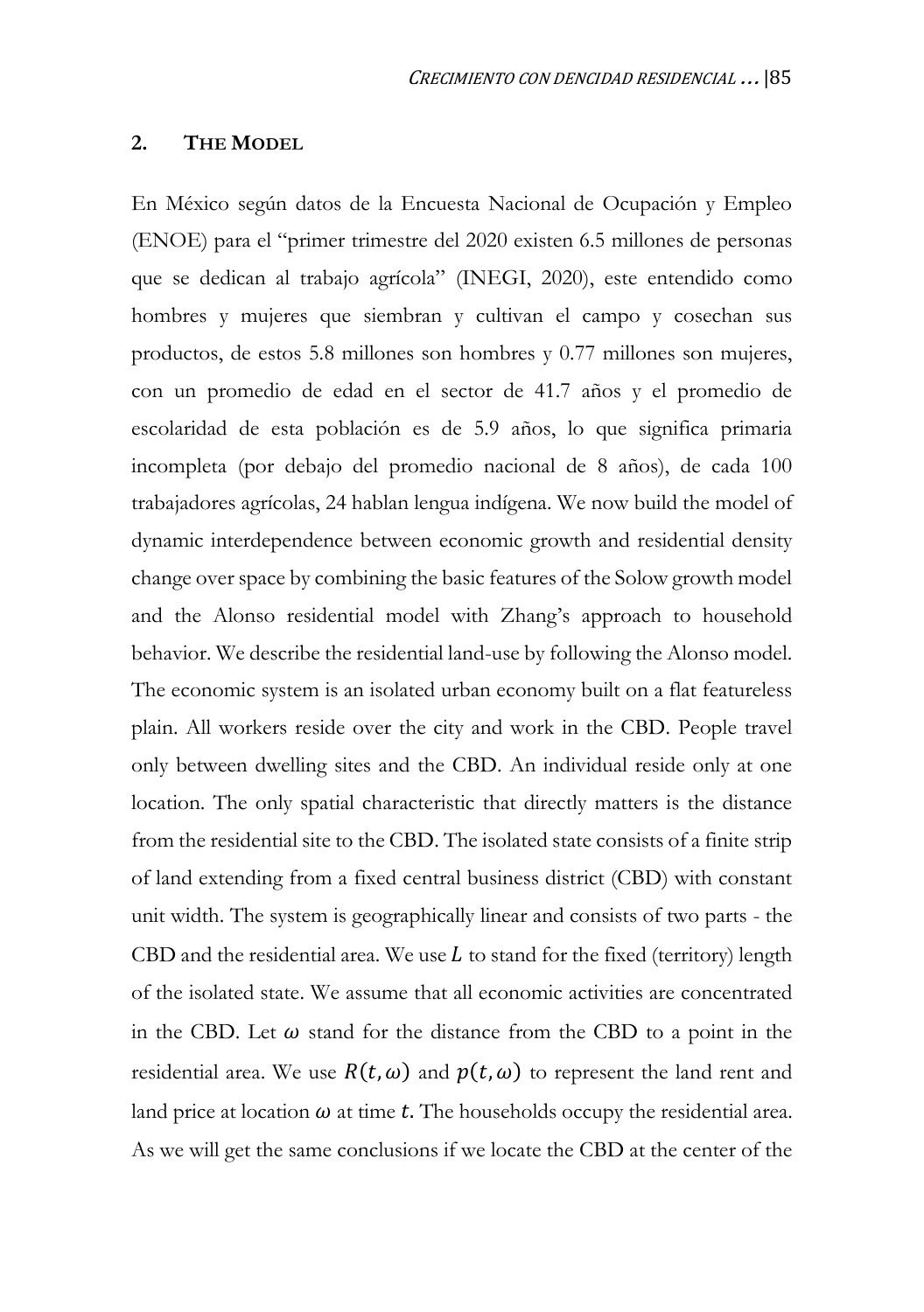## 2. THE MODEL

En México según datos de la Encuesta Nacional de Ocupación y Empleo (ENOE) para el "primer trimestre del 2020 existen 6.5 millones de personas que se dedican al trabajo agrícola" (INEGI, 2020), este entendido como hombres y mujeres que siembran y cultivan el campo y cosechan sus productos, de estos 5.8 millones son hombres y 0.77 millones son mujeres, con un promedio de edad en el sector de 41.7 años y el promedio de escolaridad de esta población es de 5.9 años, lo que significa primaria incompleta (por debajo del promedio nacional de 8 años), de cada 100 trabajadores agrícolas, 24 hablan lengua indígena. We now build the model of dynamic interdependence between economic growth and residential density change over space by combining the basic features of the Solow growth model and the Alonso residential model with Zhang's approach to household behavior. We describe the residential land-use by following the Alonso model. The economic system is an isolated urban economy built on a flat featureless plain. All workers reside over the city and work in the CBD. People travel only between dwelling sites and the CBD. An individual reside only at one location. The only spatial characteristic that directly matters is the distance from the residential site to the CBD. The isolated state consists of a finite strip of land extending from a fixed central business district (CBD) with constant unit width. The system is geographically linear and consists of two parts - the CBD and the residential area. We use $L$ to stand for the fixed (territory) length of the isolated state. We assume that all economic activities are concentrated in the CBD. Let $\omega$ stand for the distance from the CBD to a point in the residential area. We use $R(t, \omega)$ and $p(t, \omega)$ to represent the land rent and land price at location $\omega$ at time $t$. The households occupy the residential area. As we will get the same conclusions if we locate the CBD at the center of the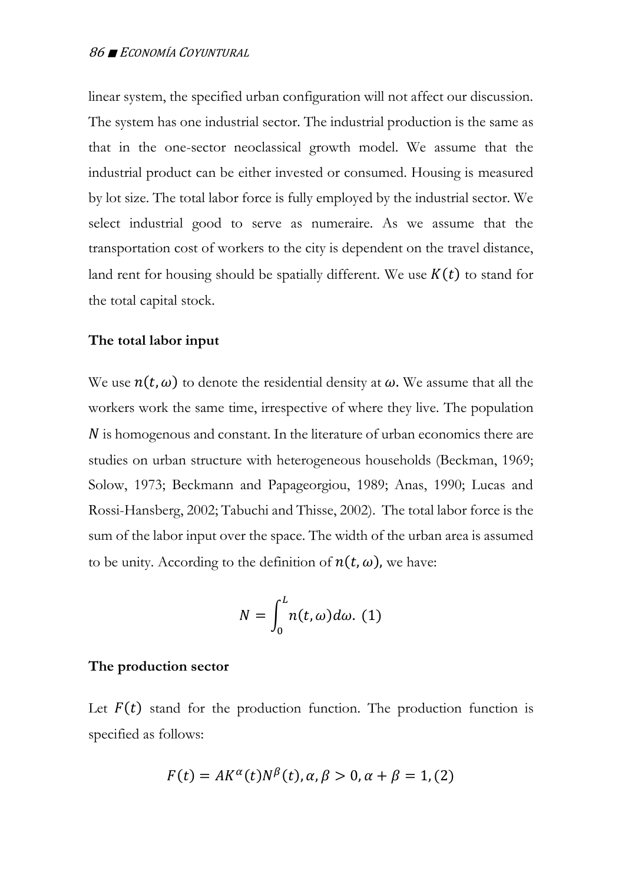linear system, the specified urban configuration will not affect our discussion. The system has one industrial sector. The industrial production is the same as that in the one-sector neoclassical growth model. We assume that the industrial product can be either invested or consumed. Housing is measured by lot size. The total labor force is fully employed by the industrial sector. We select industrial good to serve as numeraire. As we assume that the transportation cost of workers to the city is dependent on the travel distance, land rent for housing should be spatially different. We use $K(t)$ to stand for the total capital stock.

### The total labor input

We use $n(t, \omega)$ to denote the residential density at $\omega$. We assume that all the workers work the same time, irrespective of where they live. The population $N$ is homogenous and constant. In the literature of urban economics there are studies on urban structure with heterogeneous households (Beckman, 1969; Solow, 1973; Beckmann and Papageorgiou, 1989; Anas, 1990; Lucas and Rossi-Hansberg, 2002; Tabuchi and Thisse, 2002). The total labor force is the sum of the labor input over the space. The width of the urban area is assumed to be unity. According to the definition of $n(t, \omega)$, we have:

$$N = \int_0^L n(t, \omega) d\omega. \ (1)$$

### The production sector

Let $F(t)$ stand for the production function. The production function is specified as follows:

$$F(t) = AK^{\alpha}(t)N^{\beta}(t), \alpha, \beta > 0, \alpha + \beta = 1, (2)$$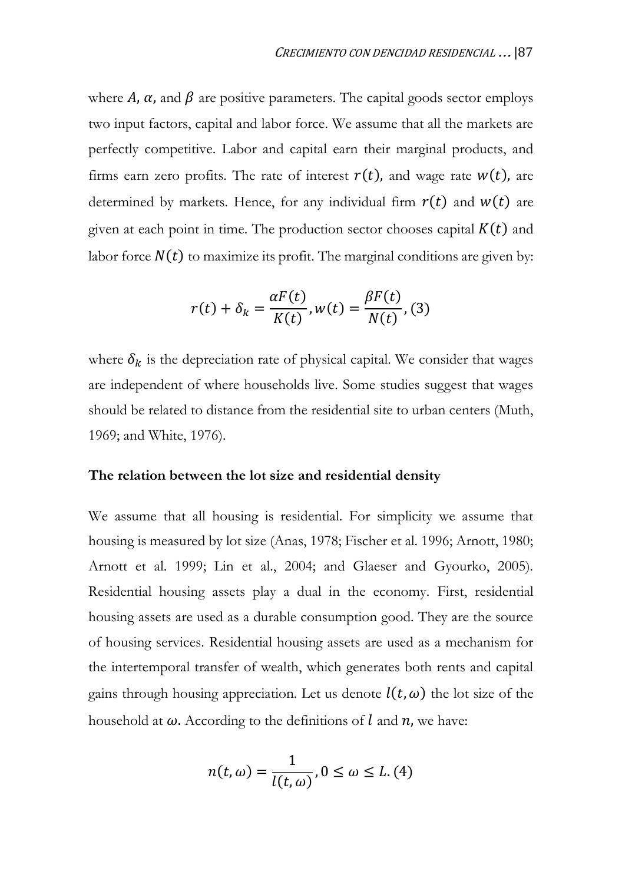where $A$, $\alpha$, and $\beta$ are positive parameters. The capital goods sector employs two input factors, capital and labor force. We assume that all the markets are perfectly competitive. Labor and capital earn their marginal products, and firms earn zero profits. The rate of interest $r(t)$, and wage rate $w(t)$, are determined by markets. Hence, for any individual firm $r(t)$ and $w(t)$ are given at each point in time. The production sector chooses capital $K(t)$ and labor force $N(t)$ to maximize its profit. The marginal conditions are given by:

$$r(t) + \delta_k = \frac{\alpha F(t)}{K(t)}, w(t) = \frac{\beta F(t)}{N(t)}, (3)$$

where $\delta_k$ is the depreciation rate of physical capital. We consider that wages are independent of where households live. Some studies suggest that wages should be related to distance from the residential site to urban centers (Muth, 1969; and White, 1976).

**The relation between the lot size and residential density**

We assume that all housing is residential. For simplicity we assume that housing is measured by lot size (Anas, 1978; Fischer et al. 1996; Arnott, 1980; Arnott et al. 1999; Lin et al., 2004; and Glaeser and Gyourko, 2005). Residential housing assets play a dual in the economy. First, residential housing assets are used as a durable consumption good. They are the source of housing services. Residential housing assets are used as a mechanism for the intertemporal transfer of wealth, which generates both rents and capital gains through housing appreciation. Let us denote $l(t, \omega)$ the lot size of the household at $\omega$. According to the definitions of $l$ and $n$, we have:

$$n(t, \omega) = \frac{1}{l(t, \omega)}, 0 \leq \omega \leq L. (4)$$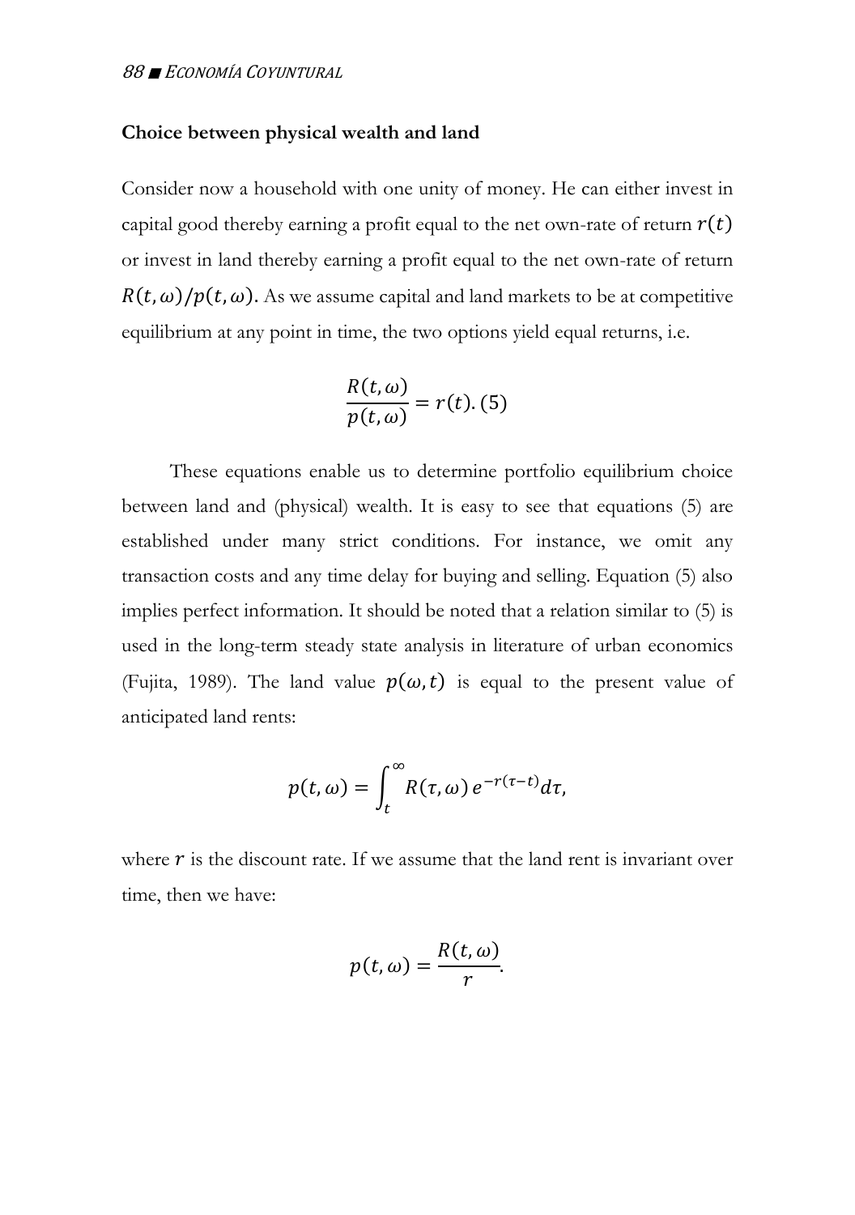### Choice between physical wealth and land

Consider now a household with one unity of money. He can either invest in capital good thereby earning a profit equal to the net own-rate of return $r(t)$ or invest in land thereby earning a profit equal to the net own-rate of return $R(t,\omega)/p(t,\omega)$. As we assume capital and land markets to be at competitive equilibrium at any point in time, the two options yield equal returns, i.e.

$$\frac{R(t,\omega)}{p(t,\omega)} = r(t). \text{ (5)}$$

These equations enable us to determine portfolio equilibrium choice between land and (physical) wealth. It is easy to see that equations (5) are established under many strict conditions. For instance, we omit any transaction costs and any time delay for buying and selling. Equation (5) also implies perfect information. It should be noted that a relation similar to (5) is used in the long-term steady state analysis in literature of urban economics (Fujita, 1989). The land value $p(\omega, t)$ is equal to the present value of anticipated land rents:

$$p(t,\omega) = \int_t^\infty R(\tau,\omega)\, e^{-r(\tau - t)} d\tau,$$

where $r$ is the discount rate. If we assume that the land rent is invariant over time, then we have:

$$p(t,\omega) = \frac{R(t,\omega)}{r}.$$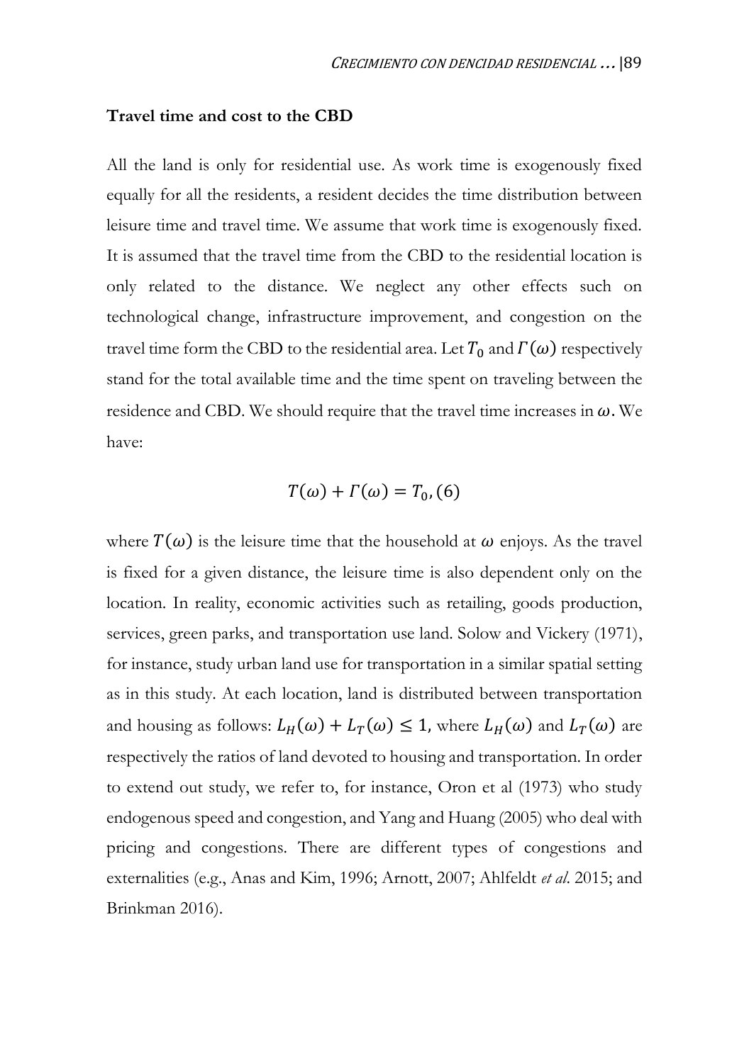**Travel time and cost to the CBD**

All the land is only for residential use. As work time is exogenously fixed equally for all the residents, a resident decides the time distribution between leisure time and travel time. We assume that work time is exogenously fixed. It is assumed that the travel time from the CBD to the residential location is only related to the distance. We neglect any other effects such on technological change, infrastructure improvement, and congestion on the travel time form the CBD to the residential area. Let $T_0$ and $\Gamma(\omega)$ respectively stand for the total available time and the time spent on traveling between the residence and CBD. We should require that the travel time increases in $\omega$. We have:

$$T(\omega) + \Gamma(\omega) = T_0, (6)$$

where $T(\omega)$ is the leisure time that the household at $\omega$ enjoys. As the travel is fixed for a given distance, the leisure time is also dependent only on the location. In reality, economic activities such as retailing, goods production, services, green parks, and transportation use land. Solow and Vickery (1971), for instance, study urban land use for transportation in a similar spatial setting as in this study. At each location, land is distributed between transportation and housing as follows: $L_H(\omega) + L_T(\omega) \leq 1$, where $L_H(\omega)$ and $L_T(\omega)$ are respectively the ratios of land devoted to housing and transportation. In order to extend out study, we refer to, for instance, Oron et al (1973) who study endogenous speed and congestion, and Yang and Huang (2005) who deal with pricing and congestions. There are different types of congestions and externalities (e.g., Anas and Kim, 1996; Arnott, 2007; Ahlfeldt *et al.* 2015; and Brinkman 2016).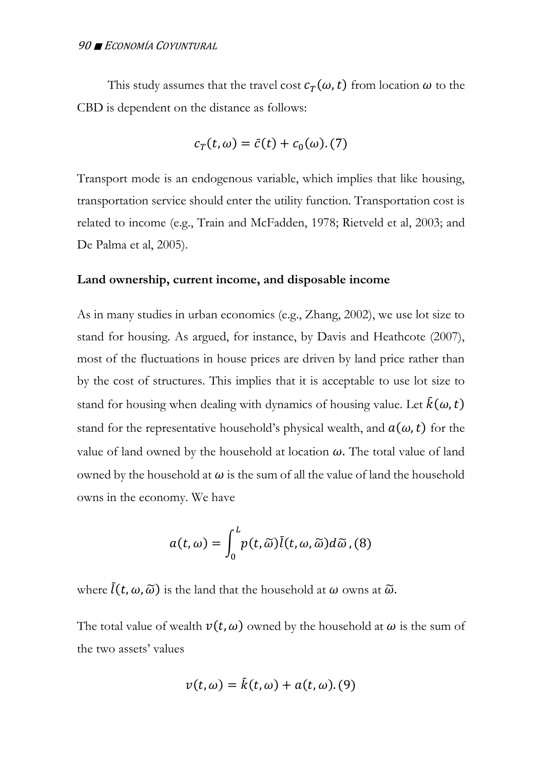This study assumes that the travel cost $c_T(\omega, t)$ from location $\omega$ to the CBD is dependent on the distance as follows:

$$c_T(t, \omega) = \bar{c}(t) + c_0(\omega). (7)$$

Transport mode is an endogenous variable, which implies that like housing, transportation service should enter the utility function. Transportation cost is related to income (e.g., Train and McFadden, 1978; Rietveld et al, 2003; and De Palma et al, 2005).

### Land ownership, current income, and disposable income

As in many studies in urban economics (e.g., Zhang, 2002), we use lot size to stand for housing. As argued, for instance, by Davis and Heathcote (2007), most of the fluctuations in house prices are driven by land price rather than by the cost of structures. This implies that it is acceptable to use lot size to stand for housing when dealing with dynamics of housing value. Let $\bar{k}(\omega, t)$ stand for the representative household's physical wealth, and $a(\omega, t)$ for the value of land owned by the household at location $\omega$. The total value of land owned by the household at $\omega$ is the sum of all the value of land the household owns in the economy. We have

$$a(t, \omega) = \int_0^L p(t, \widetilde{\omega}) \bar{l}(t, \omega, \widetilde{\omega}) d\widetilde{\omega}, (8)$$

where $\bar{l}(t, \omega, \widetilde{\omega})$ is the land that the household at $\omega$ owns at $\widetilde{\omega}$.

The total value of wealth $v(t, \omega)$ owned by the household at $\omega$ is the sum of the two assets' values

$$v(t, \omega) = \bar{k}(t, \omega) + a(t, \omega). (9)$$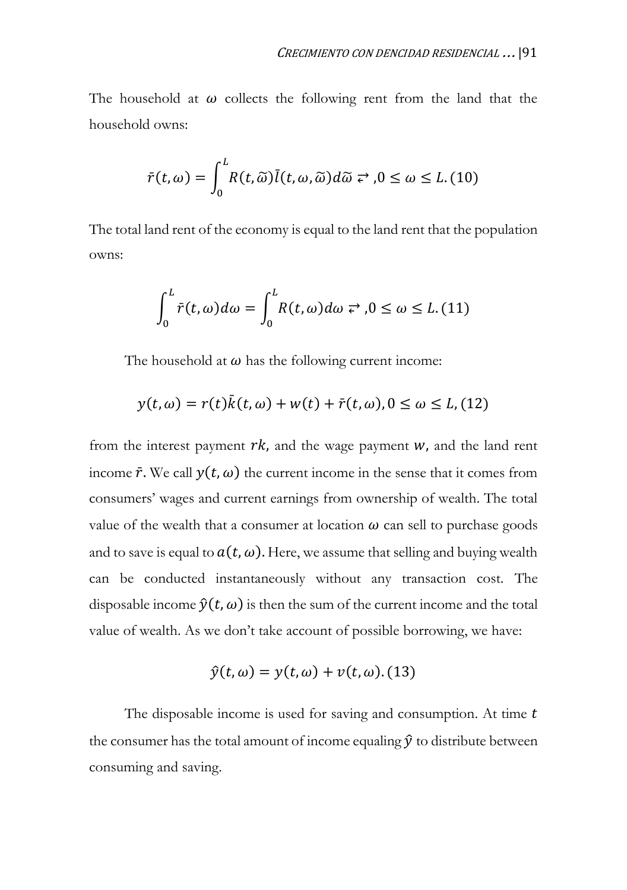The household at $\omega$ collects the following rent from the land that the household owns:

$$\bar{r}(t,\omega) = \int_0^L R(t,\widetilde{\omega})\bar{l}(t,\omega,\widetilde{\omega})d\widetilde{\omega} \rightleftarrows ,0 \leq \omega \leq L. (10)$$

The total land rent of the economy is equal to the land rent that the population owns:

$$\int_0^L \bar{r}(t,\omega)d\omega = \int_0^L R(t,\omega)d\omega \rightleftarrows ,0 \leq \omega \leq L. (11)$$

The household at $\omega$ has the following current income:

$$y(t,\omega) = r(t)\bar{k}(t,\omega) + w(t) + \bar{r}(t,\omega), 0 \leq \omega \leq L, (12)$$

from the interest payment $rk$, and the wage payment $w$, and the land rent income $\bar{r}$. We call $y(t,\omega)$ the current income in the sense that it comes from consumers' wages and current earnings from ownership of wealth. The total value of the wealth that a consumer at location $\omega$ can sell to purchase goods and to save is equal to $a(t,\omega)$. Here, we assume that selling and buying wealth can be conducted instantaneously without any transaction cost. The disposable income $\hat{y}(t,\omega)$ is then the sum of the current income and the total value of wealth. As we don't take account of possible borrowing, we have:

$$\hat{y}(t,\omega) = y(t,\omega) + v(t,\omega). (13)$$

The disposable income is used for saving and consumption. At time $t$ the consumer has the total amount of income equaling $\hat{y}$ to distribute between consuming and saving.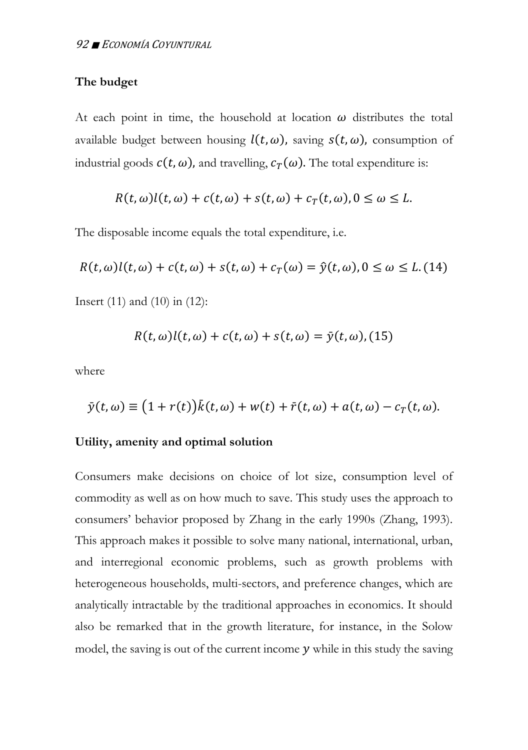**The budget**

At each point in time, the household at location $\omega$ distributes the total available budget between housing $l(t,\omega)$, saving $s(t,\omega)$, consumption of industrial goods $c(t,\omega)$, and travelling, $c_T(\omega)$. The total expenditure is:

$$R(t,\omega)l(t,\omega) + c(t,\omega) + s(t,\omega) + c_T(t,\omega), 0 \leq \omega \leq L.$$

The disposable income equals the total expenditure, i.e.

$$R(t,\omega)l(t,\omega) + c(t,\omega) + s(t,\omega) + c_T(\omega) = \hat{y}(t,\omega), 0 \leq \omega \leq L. (14)$$

Insert (11) and (10) in (12):

$$R(t,\omega)l(t,\omega) + c(t,\omega) + s(t,\omega) = \bar{y}(t,\omega), (15)$$

where

$$\bar{y}(t,\omega) \equiv \left(1 + r(t)\right)\bar{k}(t,\omega) + w(t) + \bar{r}(t,\omega) + a(t,\omega) - c_T(t,\omega).$$

**Utility, amenity and optimal solution**

Consumers make decisions on choice of lot size, consumption level of commodity as well as on how much to save. This study uses the approach to consumers' behavior proposed by Zhang in the early 1990s (Zhang, 1993). This approach makes it possible to solve many national, international, urban, and interregional economic problems, such as growth problems with heterogeneous households, multi-sectors, and preference changes, which are analytically intractable by the traditional approaches in economics. It should also be remarked that in the growth literature, for instance, in the Solow model, the saving is out of the current income $y$ while in this study the saving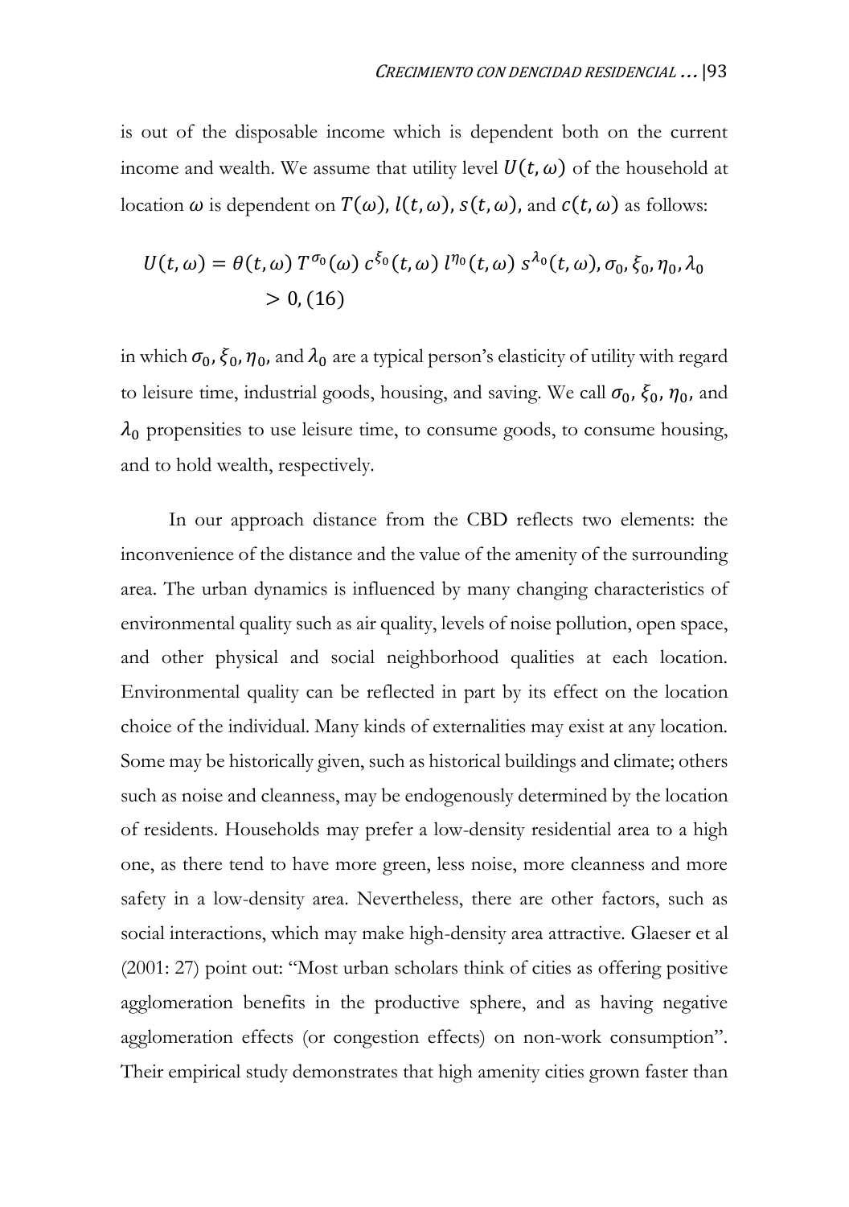is out of the disposable income which is dependent both on the current income and wealth. We assume that utility level $U(t,\omega)$ of the household at location $\omega$ is dependent on $T(\omega)$, $l(t,\omega)$, $s(t,\omega)$, and $c(t,\omega)$ as follows:

$$U(t,\omega) = \theta(t,\omega)\, T^{\sigma_0}(\omega)\, c^{\xi_0}(t,\omega)\, l^{\eta_0}(t,\omega)\, s^{\lambda_0}(t,\omega), \sigma_0, \xi_0, \eta_0, \lambda_0 > 0, (16)$$

in which $\sigma_0$, $\xi_0$, $\eta_0$, and $\lambda_0$ are a typical person's elasticity of utility with regard to leisure time, industrial goods, housing, and saving. We call $\sigma_0$, $\xi_0$, $\eta_0$, and $\lambda_0$ propensities to use leisure time, to consume goods, to consume housing, and to hold wealth, respectively.

In our approach distance from the CBD reflects two elements: the inconvenience of the distance and the value of the amenity of the surrounding area. The urban dynamics is influenced by many changing characteristics of environmental quality such as air quality, levels of noise pollution, open space, and other physical and social neighborhood qualities at each location. Environmental quality can be reflected in part by its effect on the location choice of the individual. Many kinds of externalities may exist at any location. Some may be historically given, such as historical buildings and climate; others such as noise and cleanness, may be endogenously determined by the location of residents. Households may prefer a low-density residential area to a high one, as there tend to have more green, less noise, more cleanness and more safety in a low-density area. Nevertheless, there are other factors, such as social interactions, which may make high-density area attractive. Glaeser et al (2001: 27) point out: "Most urban scholars think of cities as offering positive agglomeration benefits in the productive sphere, and as having negative agglomeration effects (or congestion effects) on non-work consumption". Their empirical study demonstrates that high amenity cities grown faster than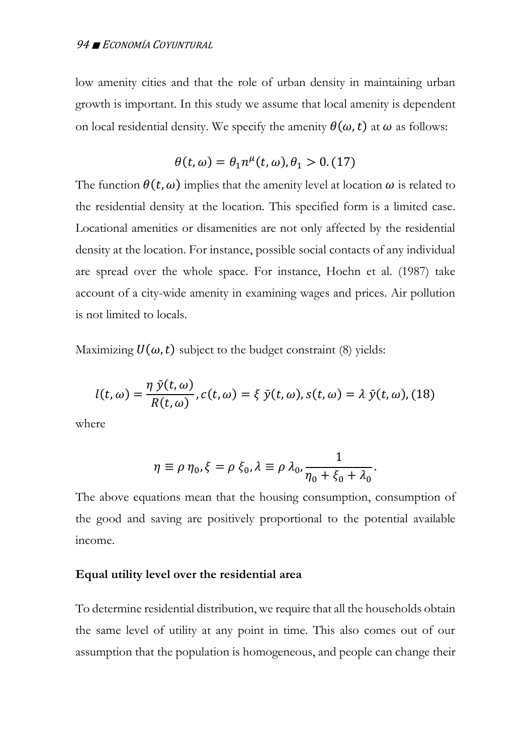low amenity cities and that the role of urban density in maintaining urban growth is important. In this study we assume that local amenity is dependent on local residential density. We specify the amenity $\theta(\omega, t)$ at $\omega$ as follows:

$$\theta(t, \omega) = \theta_1 n^{\mu}(t, \omega), \theta_1 > 0. (17)$$

The function $\theta(t, \omega)$ implies that the amenity level at location $\omega$ is related to the residential density at the location. This specified form is a limited case. Locational amenities or disamenities are not only affected by the residential density at the location. For instance, possible social contacts of any individual are spread over the whole space. For instance, Hoehn et al. (1987) take account of a city-wide amenity in examining wages and prices. Air pollution is not limited to locals.

Maximizing $U(\omega, t)$ subject to the budget constraint (8) yields:

$$l(t, \omega) = \frac{\eta \, \bar{y}(t, \omega)}{R(t, \omega)}, c(t, \omega) = \xi \, \bar{y}(t, \omega), s(t, \omega) = \lambda \, \bar{y}(t, \omega), (18)$$

where

$$\eta \equiv \rho \, \eta_0, \xi = \rho \, \xi_0, \lambda \equiv \rho \, \lambda_0, \frac{1}{\eta_0 + \xi_0 + \lambda_0}.$$

The above equations mean that the housing consumption, consumption of the good and saving are positively proportional to the potential available income.

**Equal utility level over the residential area**

To determine residential distribution, we require that all the households obtain the same level of utility at any point in time. This also comes out of our assumption that the population is homogeneous, and people can change their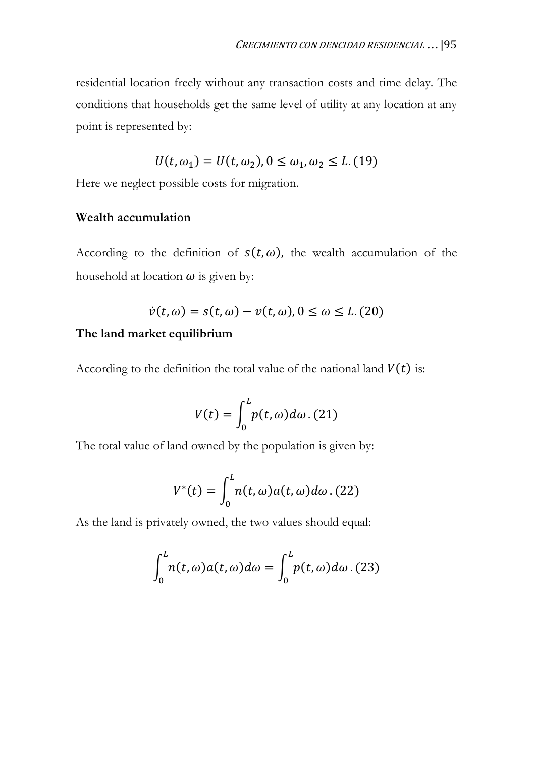residential location freely without any transaction costs and time delay. The conditions that households get the same level of utility at any location at any point is represented by:

$$U(t, \omega_1) = U(t, \omega_2), 0 \leq \omega_1, \omega_2 \leq L. (19)$$

Here we neglect possible costs for migration.

**Wealth accumulation**

According to the definition of $s(t, \omega)$, the wealth accumulation of the household at location $\omega$ is given by:

$$\dot{v}(t, \omega) = s(t, \omega) - v(t, \omega), 0 \leq \omega \leq L. (20)$$

**The land market equilibrium**

According to the definition the total value of the national land $V(t)$ is:

$$V(t) = \int_0^L p(t, \omega) d\omega \,. (21)$$

The total value of land owned by the population is given by:

$$V^*(t) = \int_0^L n(t, \omega) a(t, \omega) d\omega \,. (22)$$

As the land is privately owned, the two values should equal:

$$\int_0^L n(t, \omega) a(t, \omega) d\omega = \int_0^L p(t, \omega) d\omega \,. (23)$$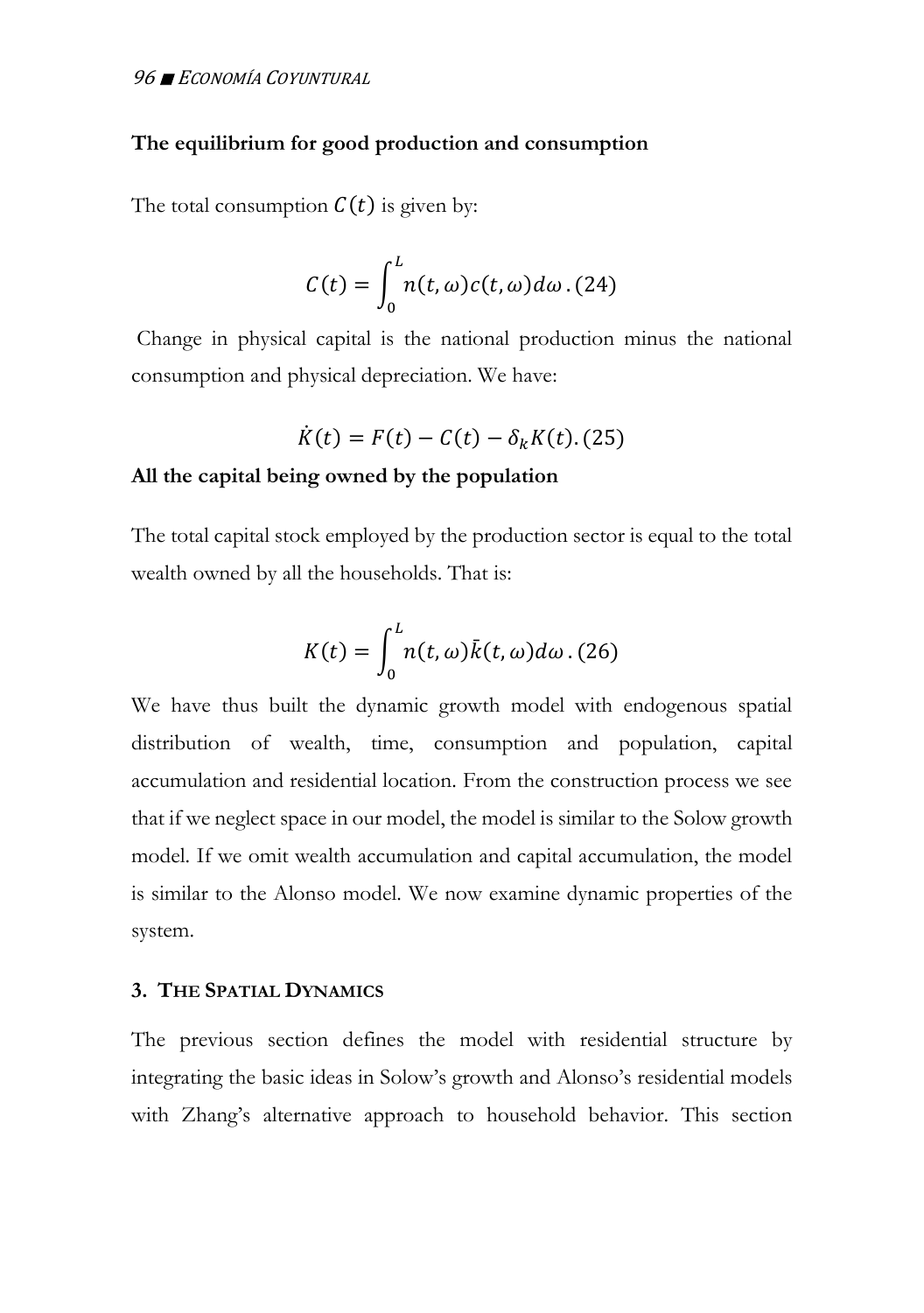**The equilibrium for good production and consumption**

The total consumption $C(t)$ is given by:

$$C(t) = \int_0^L n(t, \omega) c(t, \omega) d\omega \,. (24)$$

Change in physical capital is the national production minus the national consumption and physical depreciation. We have:

$$\dot{K}(t) = F(t) - C(t) - \delta_k K(t). (25)$$

**All the capital being owned by the population**

The total capital stock employed by the production sector is equal to the total wealth owned by all the households. That is:

$$K(t) = \int_0^L n(t, \omega) \bar{k}(t, \omega) d\omega \,. (26)$$

We have thus built the dynamic growth model with endogenous spatial distribution of wealth, time, consumption and population, capital accumulation and residential location. From the construction process we see that if we neglect space in our model, the model is similar to the Solow growth model. If we omit wealth accumulation and capital accumulation, the model is similar to the Alonso model. We now examine dynamic properties of the system.

## 3. THE SPATIAL DYNAMICS

The previous section defines the model with residential structure by integrating the basic ideas in Solow's growth and Alonso's residential models with Zhang's alternative approach to household behavior. This section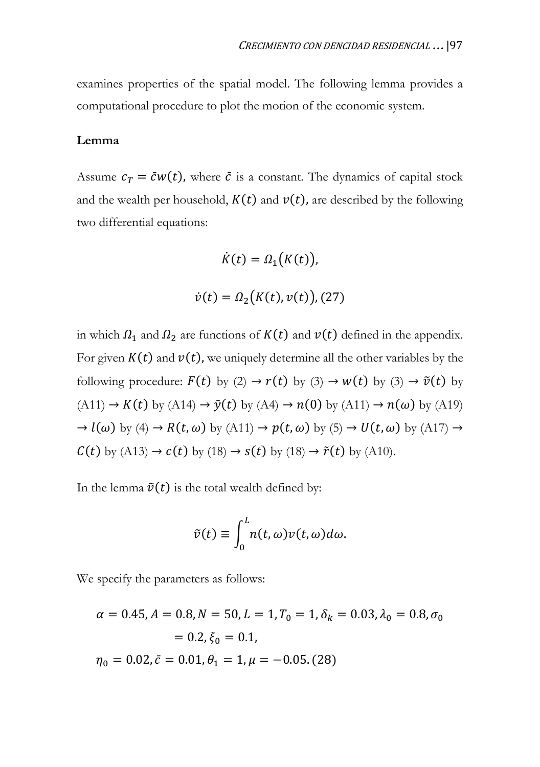examines properties of the spatial model. The following lemma provides a computational procedure to plot the motion of the economic system.

**Lemma**

Assume $c_T = \bar{c}w(t)$, where $\bar{c}$ is a constant. The dynamics of capital stock and the wealth per household, $K(t)$ and $v(t)$, are described by the following two differential equations:

$$\dot{K}(t) = \Omega_1\big(K(t)\big),$$

$$\dot{v}(t) = \Omega_2\big(K(t), v(t)\big), (27)$$

in which $\Omega_1$ and $\Omega_2$ are functions of $K(t)$ and $v(t)$ defined in the appendix. For given $K(t)$ and $v(t)$, we uniquely determine all the other variables by the following procedure: $F(t)$ by (2) → $r(t)$ by (3) → $w(t)$ by (3) → $\tilde{v}(t)$ by (A11) → $K(t)$ by (A14) → $\bar{y}(t)$ by (A4) → $n(0)$ by (A11) → $n(\omega)$ by (A19) → $l(\omega)$ by (4) → $R(t, \omega)$ by (A11) → $p(t, \omega)$ by (5) → $U(t, \omega)$ by (A17) → $C(t)$ by (A13) → $c(t)$ by (18) → $s(t)$ by (18) → $\tilde{r}(t)$ by (A10).

In the lemma $\tilde{v}(t)$ is the total wealth defined by:

$$\tilde{v}(t) \equiv \int_0^L n(t, \omega) v(t, \omega) d\omega.$$

We specify the parameters as follows:

$$\alpha = 0.45, A = 0.8, N = 50, L = 1, T_0 = 1, \delta_k = 0.03, \lambda_0 = 0.8, \sigma_0 = 0.2, \xi_0 = 0.1,$$

$$\eta_0 = 0.02, \bar{c} = 0.01, \theta_1 = 1, \mu = -0.05. (28)$$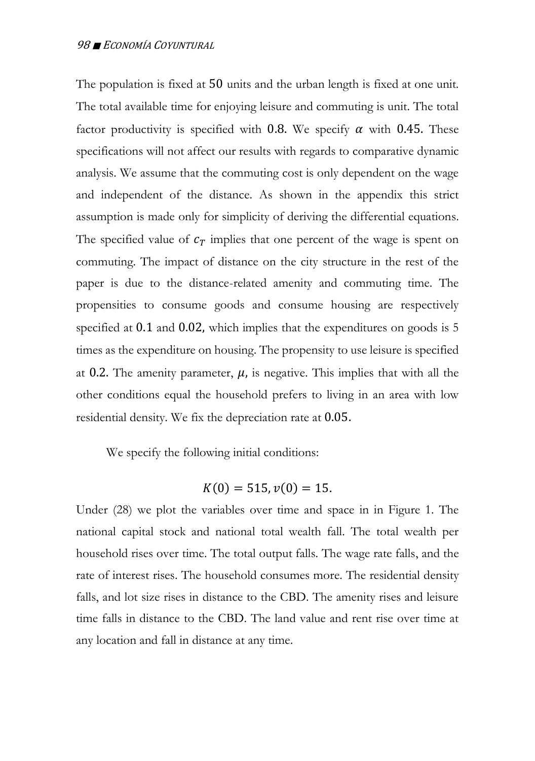The population is fixed at $50$ units and the urban length is fixed at one unit. The total available time for enjoying leisure and commuting is unit. The total factor productivity is specified with $0.8$. We specify $\alpha$ with $0.45$. These specifications will not affect our results with regards to comparative dynamic analysis. We assume that the commuting cost is only dependent on the wage and independent of the distance. As shown in the appendix this strict assumption is made only for simplicity of deriving the differential equations. The specified value of $c_T$ implies that one percent of the wage is spent on commuting. The impact of distance on the city structure in the rest of the paper is due to the distance-related amenity and commuting time. The propensities to consume goods and consume housing are respectively specified at $0.1$ and $0.02$, which implies that the expenditures on goods is 5 times as the expenditure on housing. The propensity to use leisure is specified at $0.2$. The amenity parameter, $\mu$, is negative. This implies that with all the other conditions equal the household prefers to living in an area with low residential density. We fix the depreciation rate at $0.05$.

We specify the following initial conditions:

$$K(0) = 515, v(0) = 15.$$

Under (28) we plot the variables over time and space in in Figure 1. The national capital stock and national total wealth fall. The total wealth per household rises over time. The total output falls. The wage rate falls, and the rate of interest rises. The household consumes more. The residential density falls, and lot size rises in distance to the CBD. The amenity rises and leisure time falls in distance to the CBD. The land value and rent rise over time at any location and fall in distance at any time.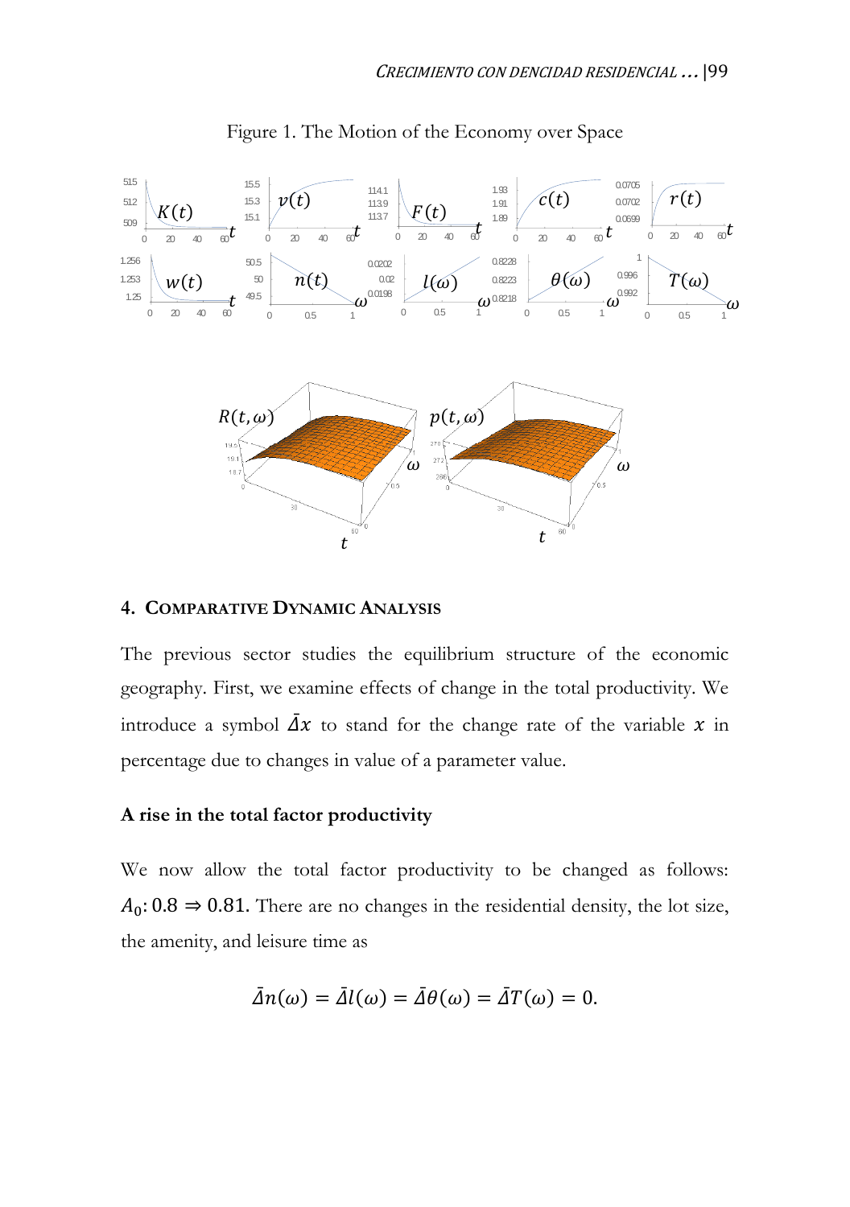Figure 1. The Motion of the Economy over Space

515
512
509
$K(t)$
0 20 40 60 $t$

15.5
15.3
15.1
$v(t)$
0 20 40 60 $t$

114.1
113.9
113.7
$F(t)$
0 20 40 60 $t$

1.93
1.91
1.89
$c(t)$
0 20 40 60 $t$

0.0705
0.0702
0.0699
$r(t)$
0 20 40 60 $t$

1.256
1.253
1.25
$w(t)$
0 20 40 60 $t$

50.5
50
49.5
$n(t)$
0 0.5 1 $\omega$

0.0202
0.02
0.0198
$l(\omega)$
0 0.5 1 $\omega$

0.8228
0.8223
0.8218
$\theta(\omega)$
0 0.5 1 $\omega$

1
0.996
0.992
$T(\omega)$
0 0.5 1 $\omega$

$R(t,\omega)$
19.5
19.1
18.7
0 30 60 $t$
0 0.5 1 $\omega$

$p(t,\omega)$
278
272
266
0 30 60 $t$
0 0.5 1 $\omega$

## 4. COMPARATIVE DYNAMIC ANALYSIS

The previous sector studies the equilibrium structure of the economic geography. First, we examine effects of change in the total productivity. We introduce a symbol $\bar{\Delta}x$ to stand for the change rate of the variable $x$ in percentage due to changes in value of a parameter value.

### A rise in the total factor productivity

We now allow the total factor productivity to be changed as follows: $A_0$: $0.8 \Rightarrow 0.81$. There are no changes in the residential density, the lot size, the amenity, and leisure time as

$$\bar{\Delta}n(\omega) = \bar{\Delta}l(\omega) = \bar{\Delta}\theta(\omega) = \bar{\Delta}T(\omega) = 0.$$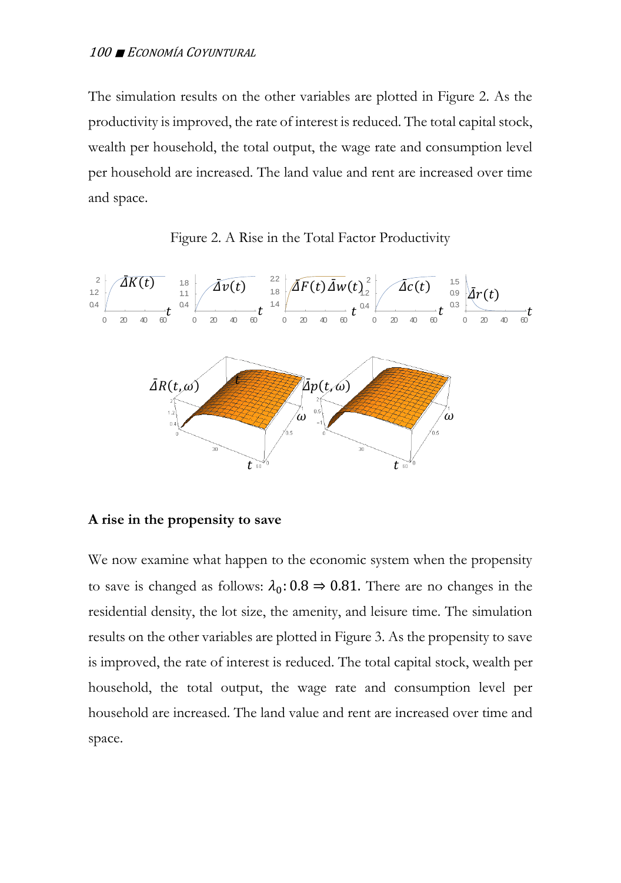The simulation results on the other variables are plotted in Figure 2. As the productivity is improved, the rate of interest is reduced. The total capital stock, wealth per household, the total output, the wage rate and consumption level per household are increased. The land value and rent are increased over time and space.

Figure 2. A Rise in the Total Factor Productivity

$\bar{\Delta}K(t)$ 2 1.2 0.4 0 20 40 60 $t$

$\bar{\Delta}v(t)$ 1.8 1.1 0.4 0 20 40 60 $t$

$\bar{\Delta}F(t)\,\bar{\Delta}w(t)$ 2.2 1.8 1.4 2 1.2 0 20 40 60 $t$

$\bar{\Delta}c(t)$ 0.4 0 20 40 60 $t$

$\bar{\Delta}r(t)$ 1.5 0.9 0.3 0 20 40 60 $t$

$\bar{\Delta}R(t,\omega)$ 2 1.2 0.4 0 30 $t$ 60 0 0.5 1 $\omega$

$\bar{\Delta}p(t,\omega)$ 2 0.5 −1 0 30 $t$ 60 0 0.5 1 $\omega$

**A rise in the propensity to save**

We now examine what happen to the economic system when the propensity to save is changed as follows: $\lambda_0: 0.8 \Rightarrow 0.81$. There are no changes in the residential density, the lot size, the amenity, and leisure time. The simulation results on the other variables are plotted in Figure 3. As the propensity to save is improved, the rate of interest is reduced. The total capital stock, wealth per household, the total output, the wage rate and consumption level per household are increased. The land value and rent are increased over time and space.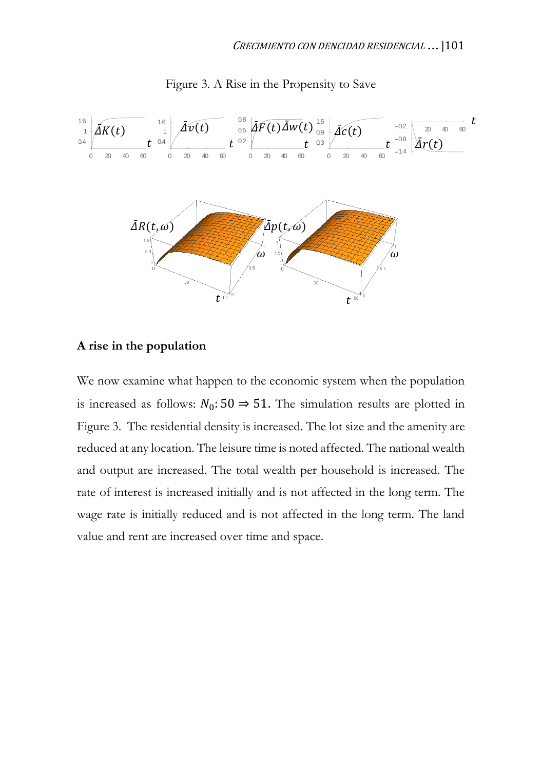Figure 3. A Rise in the Propensity to Save

1.6
1
0.4
$\bar{\Delta}K(t)$
$t$
0 20 40 60

1.6
1
0.4
$\bar{\Delta}v(t)$
$t$
0 20 40 60

0.8
0.5
0.2
$\bar{\Delta}F(t)\bar{\Delta}w(t)$
$t$
0 20 40 60

1.5
0.9
0.3
$\bar{\Delta}c(t)$
$t$
0 20 40 60

−0.2
−0.8
−1.4
$\bar{\Delta}r(t)$
$t$
20 40 60

$\bar{\Delta}R(t,\omega)$
1.8
0.9
0
0
30
$t$ 60
$\omega$
0.5
0
1

$\bar{\Delta}p(t,\omega)$
3
1.5
0
0
30
$t$ 60
$\omega$
0.5
0
1

**A rise in the population**

We now examine what happen to the economic system when the population is increased as follows: $N_0: 50 \Rightarrow 51$. The simulation results are plotted in Figure 3. The residential density is increased. The lot size and the amenity are reduced at any location. The leisure time is noted affected. The national wealth and output are increased. The total wealth per household is increased. The rate of interest is increased initially and is not affected in the long term. The wage rate is initially reduced and is not affected in the long term. The land value and rent are increased over time and space.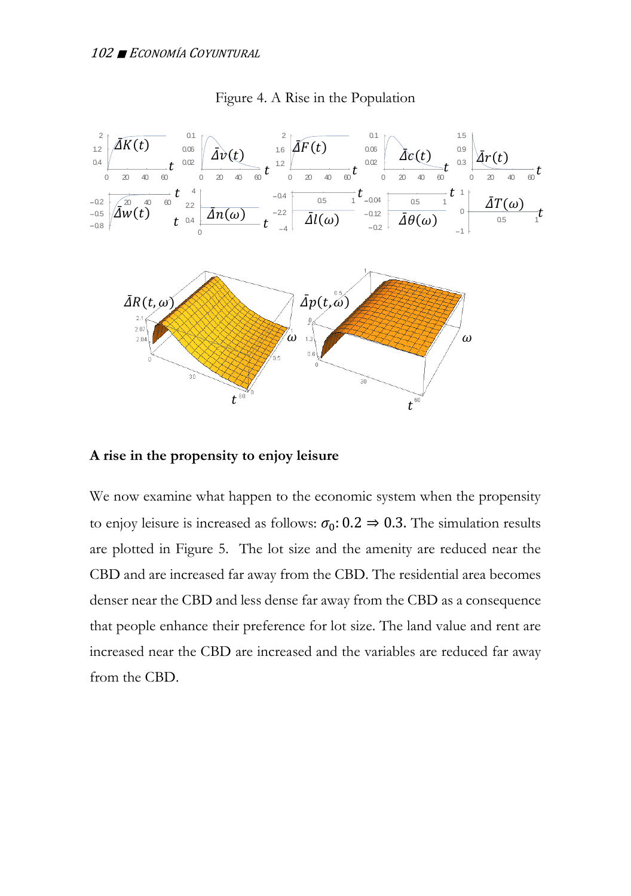Figure 4. A Rise in the Population

2
1.2
0.4
$\bar{\Delta}K(t)$
$t$
0 20 40 60

0.1
0.06
0.02
$\bar{\Delta}v(t)$
$t$
0 20 40 60

2
1.6
1.2
$\bar{\Delta}F(t)$
$t$
0 20 40 60

0.1
0.06
0.02
$\bar{\Delta}c(t)$
$t$
0 20 40 60

1.5
0.9
0.3
$\bar{\Delta}r(t)$
$t$
0 20 40 60

−0.2
−0.5
−0.8
20 40 60
$\bar{\Delta}w(t)$
$t$

4
2.2
0.4
0
$\bar{\Delta}n(\omega)$
$t$

−0.4
−2.2
−4
0.5 1
$\bar{\Delta}l(\omega)$
$t$

−0.04
−0.12
−0.2
0.5 1
$\bar{\Delta}\theta(\omega)$
$t$

1
0
−1
0.5 1
$\bar{\Delta}T(\omega)$
$t$

$\bar{\Delta}R(t,\omega)$
2.1
2.07
2.04
0
30
$t$ 60
0
0.5
$\omega$

$\bar{\Delta}p(t,\omega)$
1
0.5
2
1.3
0.6
0
30
$t$ 60
$\omega$

**A rise in the propensity to enjoy leisure**

We now examine what happen to the economic system when the propensity to enjoy leisure is increased as follows: $\sigma_0$: $0.2 \Rightarrow 0.3$. The simulation results are plotted in Figure 5. The lot size and the amenity are reduced near the CBD and are increased far away from the CBD. The residential area becomes denser near the CBD and less dense far away from the CBD as a consequence that people enhance their preference for lot size. The land value and rent are increased near the CBD are increased and the variables are reduced far away from the CBD.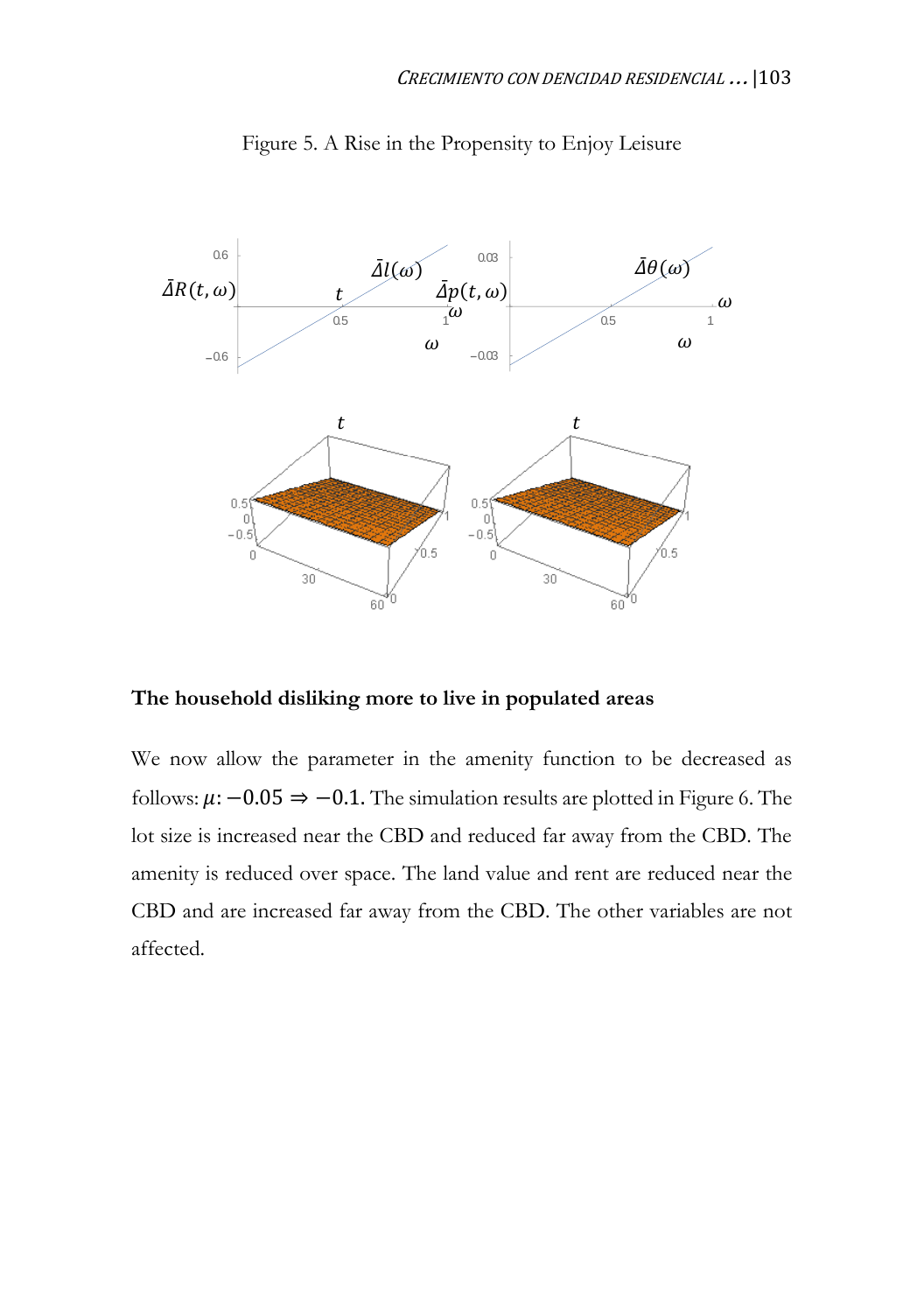Figure 5. A Rise in the Propensity to Enjoy Leisure

0.6
$\bar{\Delta}R(t,\omega)$
$t$
$\bar{\Delta}l(\omega)$
0.5
1
$\omega$
$\omega$
−0.6

0.03
$\bar{\Delta}p(t,\omega)$
$\bar{\Delta}\theta(\omega)$
$\omega$
0.5
1
$\omega$
−0.03

$t$
0.5
0
−0.5
0
30
60
0
0.5
1

$t$
0.5
0
−0.5
0
30
60
0
0.5
1

### The household disliking more to live in populated areas

We now allow the parameter in the amenity function to be decreased as follows: $\mu$: $-0.05 \Rightarrow -0.1$. The simulation results are plotted in Figure 6. The lot size is increased near the CBD and reduced far away from the CBD. The amenity is reduced over space. The land value and rent are reduced near the CBD and are increased far away from the CBD. The other variables are not affected.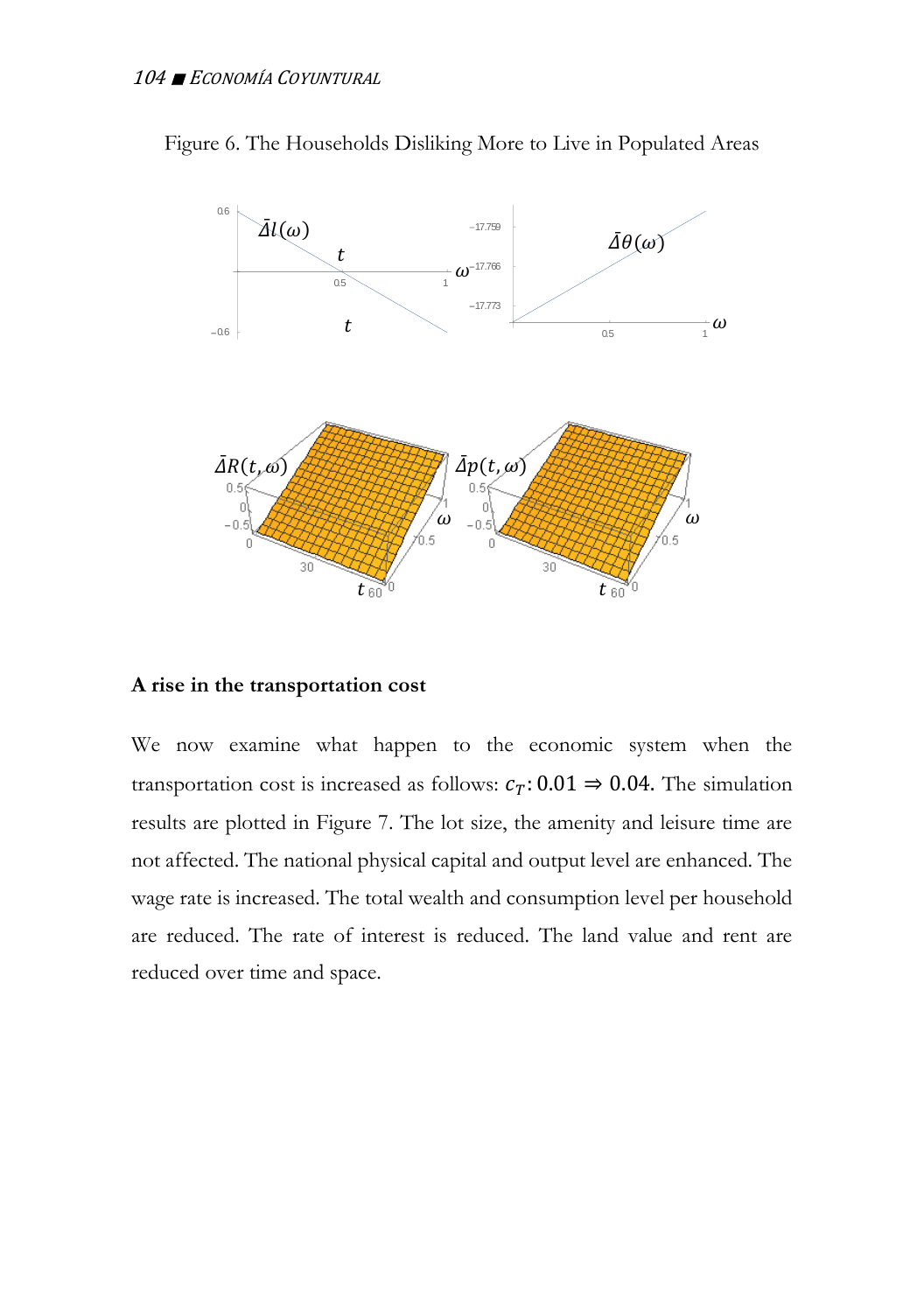Figure 6. The Households Disliking More to Live in Populated Areas

0.6
$\bar{\Delta}l(\omega)$
$t$
$\omega$
0.5
1
$t$
−0.6

−17.759
$\bar{\Delta}\theta(\omega)$
−17.766
−17.773
0.5
1
$\omega$

$\bar{\Delta}R(t,\omega)$
0.5
0
−0.5
0
30
$t$ 60
0
0.5
1
$\omega$

$\bar{\Delta}p(t,\omega)$
0.5
0
−0.5
0
30
$t$ 60
0
0.5
1
$\omega$

### A rise in the transportation cost

We now examine what happen to the economic system when the transportation cost is increased as follows: $c_T: 0.01 \Rightarrow 0.04$. The simulation results are plotted in Figure 7. The lot size, the amenity and leisure time are not affected. The national physical capital and output level are enhanced. The wage rate is increased. The total wealth and consumption level per household are reduced. The rate of interest is reduced. The land value and rent are reduced over time and space.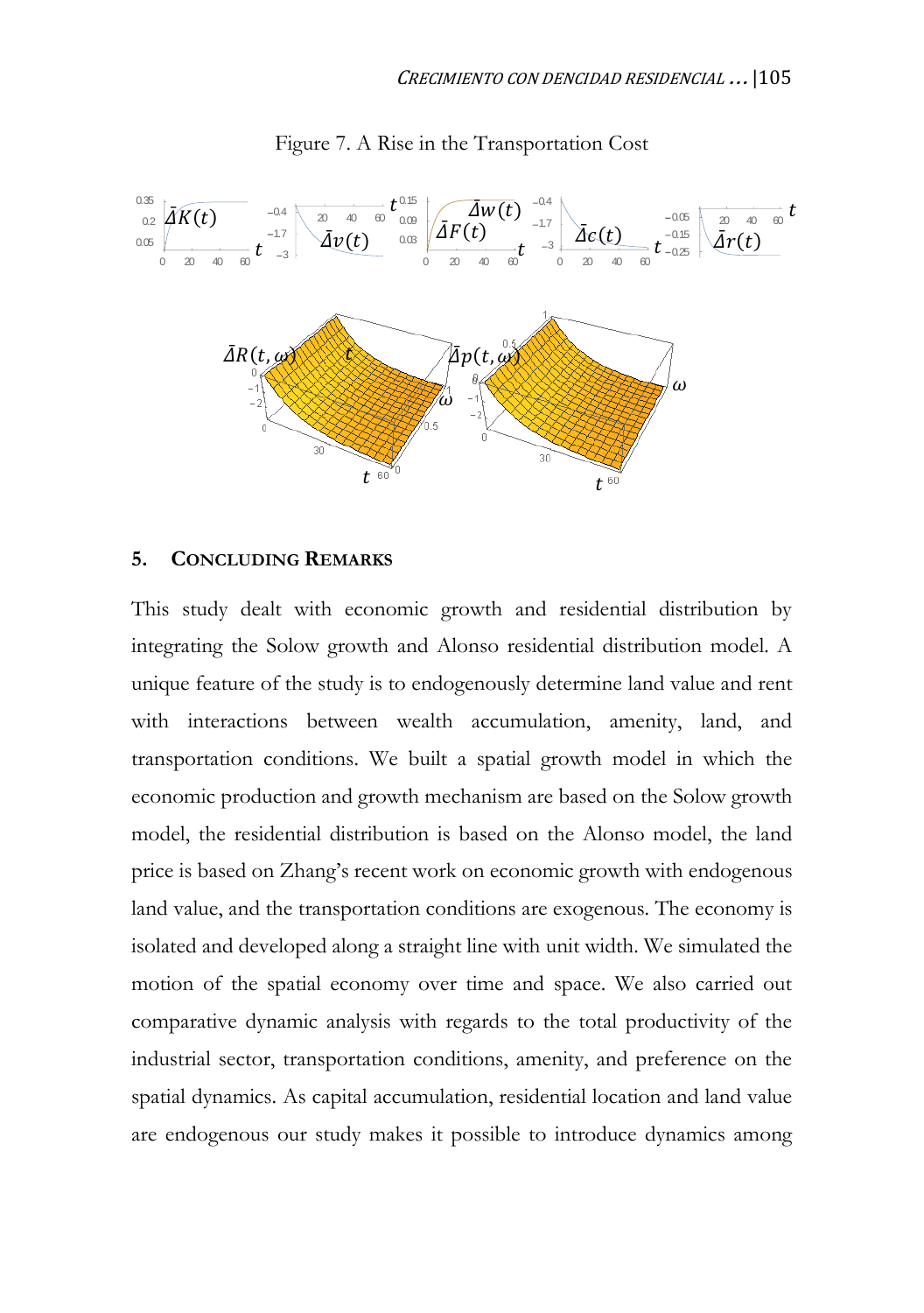Figure 7. A Rise in the Transportation Cost

0.35
0.2
0.05
$\bar{\Delta}K(t)$
0 20 40 60
$t$

−0.4
−1.7
−3
20 40 60
$\bar{\Delta}v(t)$
$t$

0.15
0.09
0.03
$\bar{\Delta}w(t)$
$\bar{\Delta}F(t)$
0 20 40 60
$t$

−0.4
−1.7
−3
$\bar{\Delta}c(t)$
0 20 40 60
$t$

−0.05
−0.15
−0.25
20 40 60
$\bar{\Delta}r(t)$
$t$

$\bar{\Delta}R(t,\omega)$
$t$
$\omega$
0
−1
−2
0
30
60
0.5
1
0

$\bar{\Delta}p(t,\omega)$
$\omega$
$t$
1
0.5
0
−1
−2
0
30
60

## 5. CONCLUDING REMARKS

This study dealt with economic growth and residential distribution by integrating the Solow growth and Alonso residential distribution model. A unique feature of the study is to endogenously determine land value and rent with interactions between wealth accumulation, amenity, land, and transportation conditions. We built a spatial growth model in which the economic production and growth mechanism are based on the Solow growth model, the residential distribution is based on the Alonso model, the land price is based on Zhang's recent work on economic growth with endogenous land value, and the transportation conditions are exogenous. The economy is isolated and developed along a straight line with unit width. We simulated the motion of the spatial economy over time and space. We also carried out comparative dynamic analysis with regards to the total productivity of the industrial sector, transportation conditions, amenity, and preference on the spatial dynamics. As capital accumulation, residential location and land value are endogenous our study makes it possible to introduce dynamics among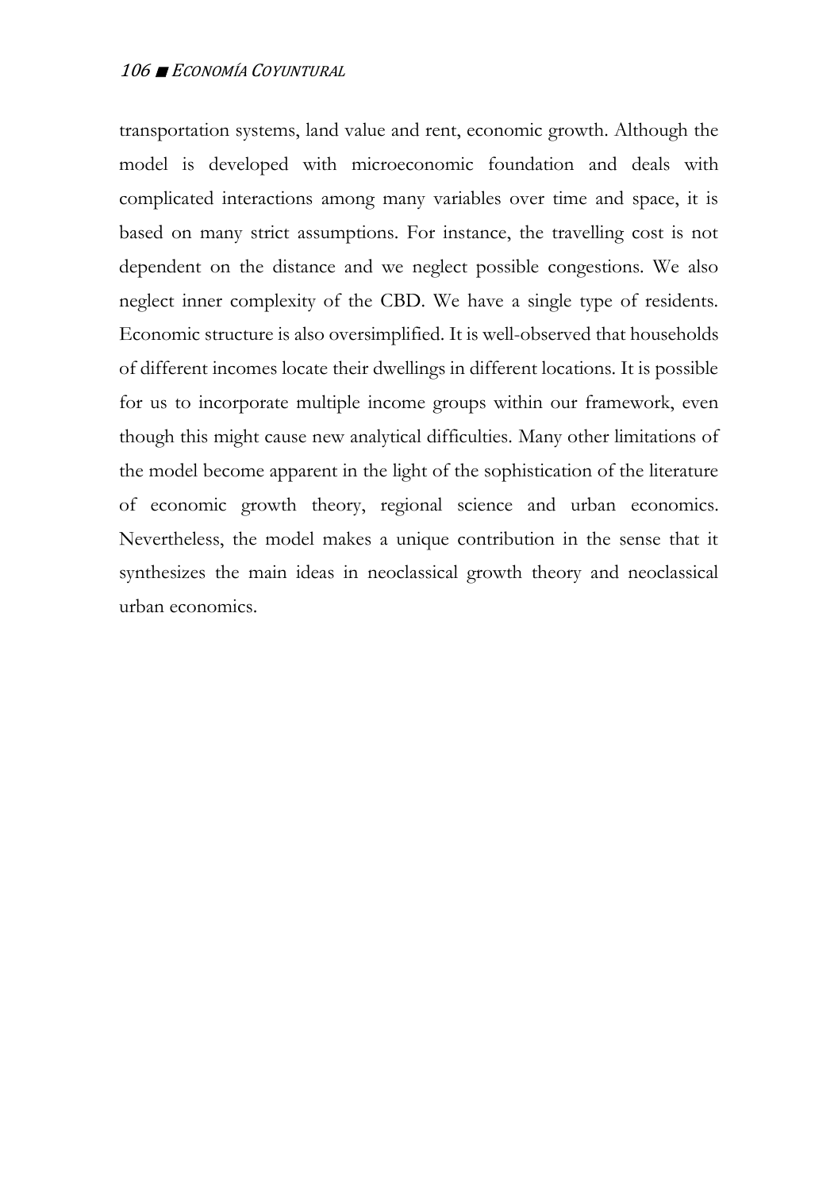transportation systems, land value and rent, economic growth. Although the model is developed with microeconomic foundation and deals with complicated interactions among many variables over time and space, it is based on many strict assumptions. For instance, the travelling cost is not dependent on the distance and we neglect possible congestions. We also neglect inner complexity of the CBD. We have a single type of residents. Economic structure is also oversimplified. It is well-observed that households of different incomes locate their dwellings in different locations. It is possible for us to incorporate multiple income groups within our framework, even though this might cause new analytical difficulties. Many other limitations of the model become apparent in the light of the sophistication of the literature of economic growth theory, regional science and urban economics. Nevertheless, the model makes a unique contribution in the sense that it synthesizes the main ideas in neoclassical growth theory and neoclassical urban economics.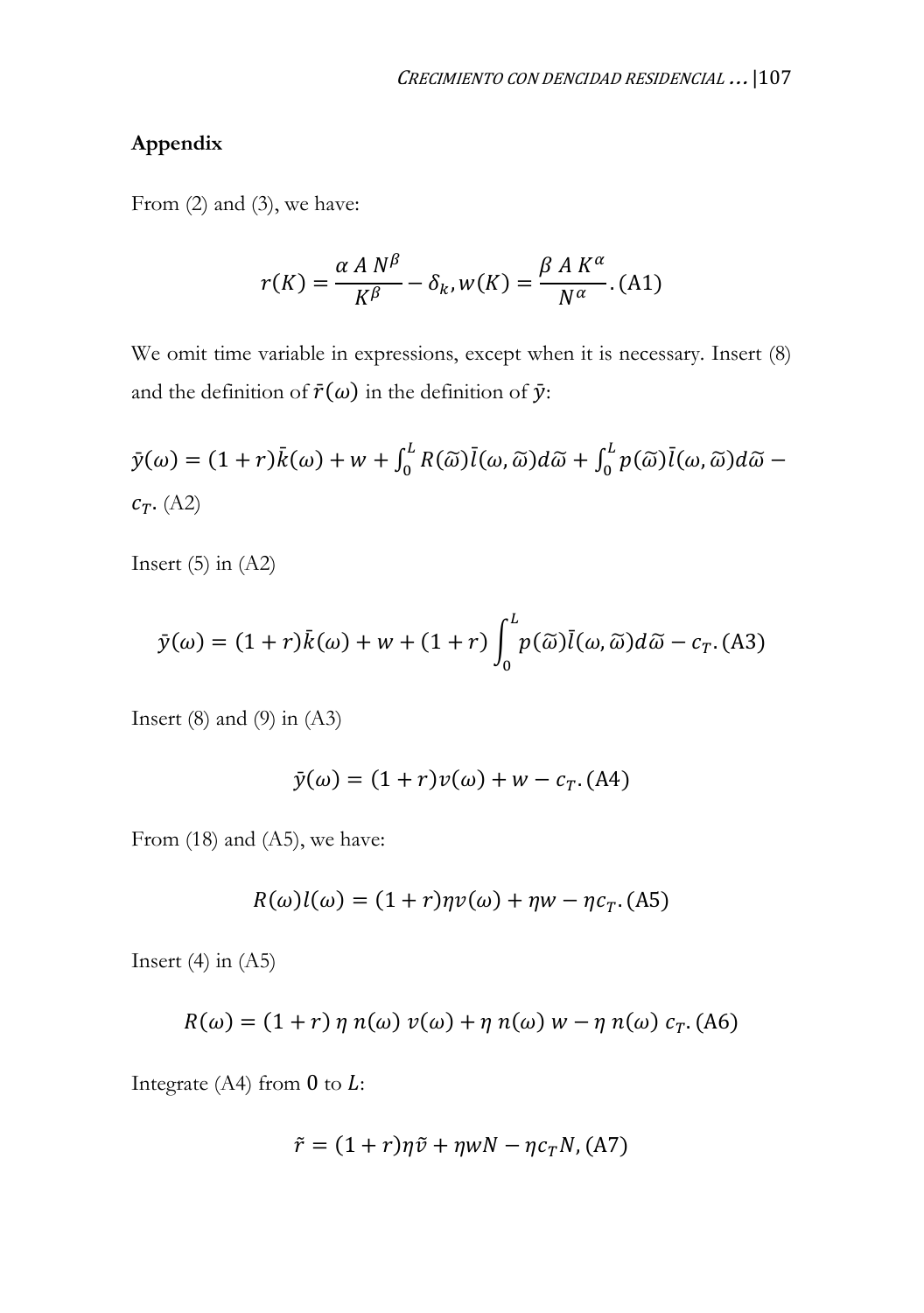**Appendix**

From (2) and (3), we have:

$$r(K) = \frac{\alpha\ A\ N^{\beta}}{K^{\beta}} - \delta_k, w(K) = \frac{\beta\ A\ K^{\alpha}}{N^{\alpha}}.\text{(A1)}$$

We omit time variable in expressions, except when it is necessary. Insert (8) and the definition of $\bar{r}(\omega)$ in the definition of $\bar{y}$:

$$\bar{y}(\omega) = (1 + r)\bar{k}(\omega) + w + \int_0^L R(\widetilde{\omega})\bar{l}(\omega, \widetilde{\omega})d\widetilde{\omega} + \int_0^L p(\widetilde{\omega})\bar{l}(\omega, \widetilde{\omega})d\widetilde{\omega} - c_T.\text{(A2)}$$

Insert (5) in (A2)

$$\bar{y}(\omega) = (1 + r)\bar{k}(\omega) + w + (1 + r)\int_0^L p(\widetilde{\omega})\bar{l}(\omega, \widetilde{\omega})d\widetilde{\omega} - c_T.\text{(A3)}$$

Insert (8) and (9) in (A3)

$$\bar{y}(\omega) = (1 + r)v(\omega) + w - c_T.\text{(A4)}$$

From (18) and (A5), we have:

$$R(\omega)l(\omega) = (1 + r)\eta v(\omega) + \eta w - \eta c_T.\text{(A5)}$$

Insert (4) in (A5)

$$R(\omega) = (1 + r)\ \eta\ n(\omega)\ v(\omega) + \eta\ n(\omega)\ w - \eta\ n(\omega)\ c_T.\text{(A6)}$$

Integrate (A4) from $0$ to $L$:

$$\tilde{r} = (1 + r)\eta\tilde{v} + \eta wN - \eta c_T N,\text{(A7)}$$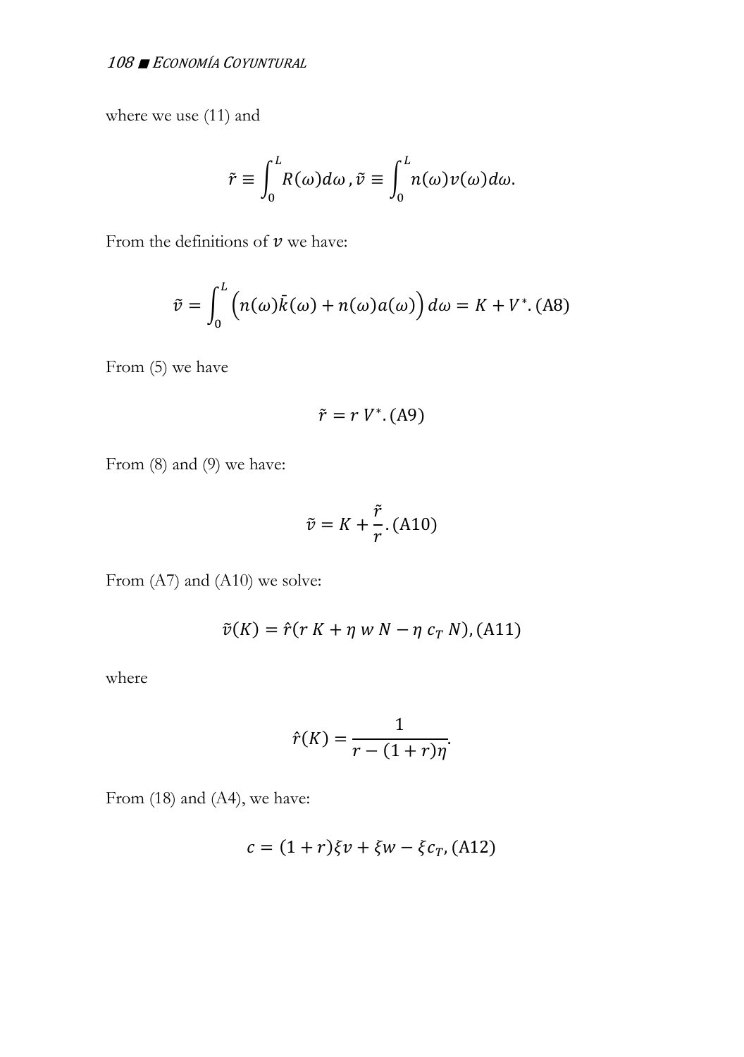where we use (11) and

$$\tilde{r} \equiv \int_0^L R(\omega)d\omega \,, \tilde{v} \equiv \int_0^L n(\omega)v(\omega)d\omega.$$

From the definitions of $v$ we have:

$$\tilde{v} = \int_0^L \left(n(\omega)\bar{k}(\omega) + n(\omega)a(\omega)\right)d\omega = K + V^*. \text{(A8)}$$

From (5) we have

$$\tilde{r} = r\,V^*. \text{(A9)}$$

From (8) and (9) we have:

$$\tilde{v} = K + \frac{\tilde{r}}{r}. \text{(A10)}$$

From (A7) and (A10) we solve:

$$\tilde{v}(K) = \hat{r}(r\,K + \eta\,w\,N - \eta\,c_T\,N), \text{(A11)}$$

where

$$\hat{r}(K) = \frac{1}{r - (1+r)\eta}.$$

From (18) and (A4), we have:

$$c = (1+r)\xi v + \xi w - \xi c_T, \text{(A12)}$$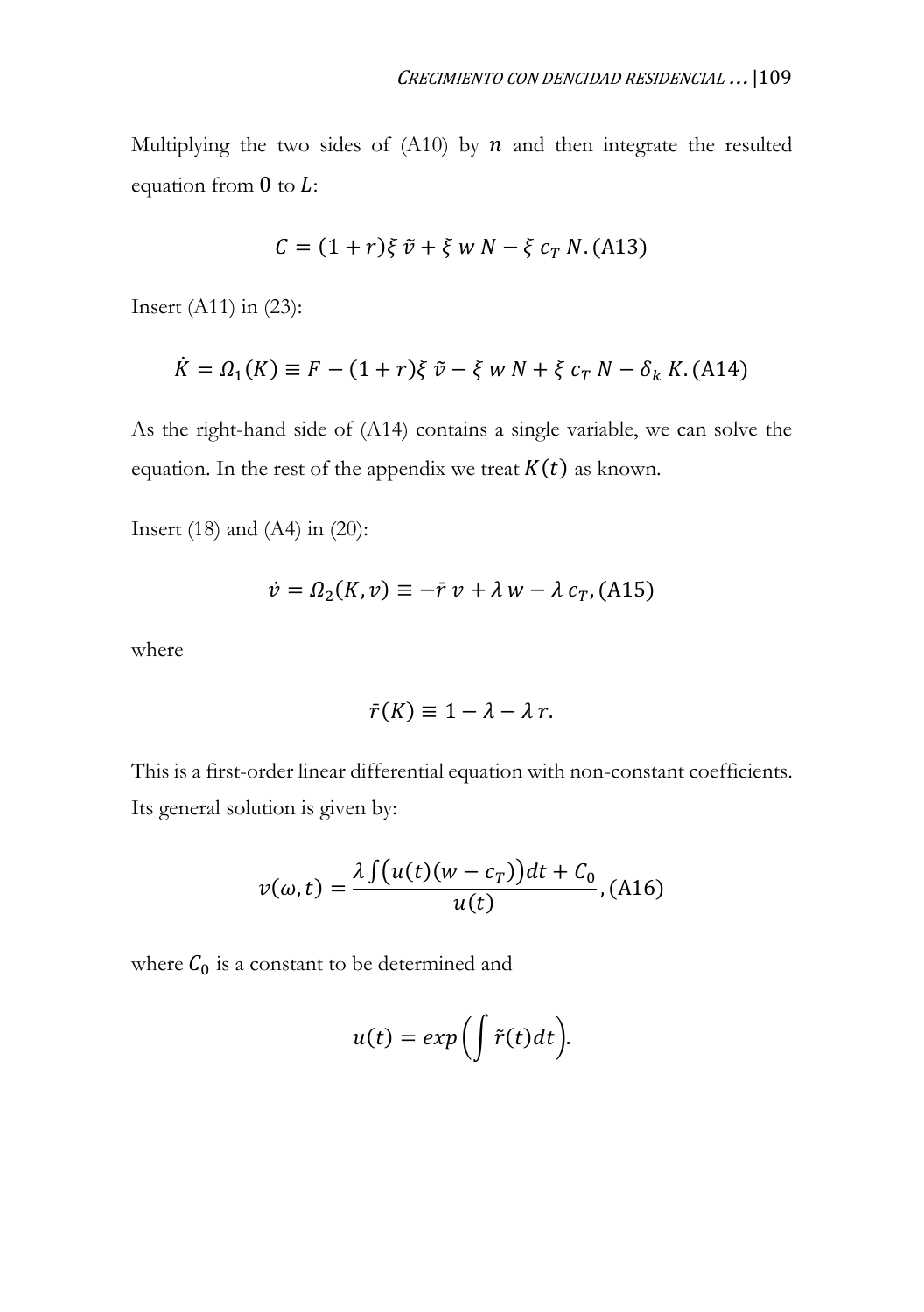Multiplying the two sides of (A10) by $n$ and then integrate the resulted equation from $0$ to $L$:

$$C = (1 + r)\xi \, \tilde{v} + \xi \, w \, N - \xi \, c_T \, N. \text{(A13)}$$

Insert (A11) in (23):

$$\dot{K} = \Omega_1(K) \equiv F - (1 + r)\xi \, \tilde{v} - \xi \, w \, N + \xi \, c_T \, N - \delta_k \, K. \text{(A14)}$$

As the right-hand side of (A14) contains a single variable, we can solve the equation. In the rest of the appendix we treat $K(t)$ as known.

Insert (18) and (A4) in (20):

$$\dot{v} = \Omega_2(K, v) \equiv -\bar{r} \, v + \lambda \, w - \lambda \, c_T, \text{(A15)}$$

where

$$\bar{r}(K) \equiv 1 - \lambda - \lambda \, r.$$

This is a first-order linear differential equation with non-constant coefficients. Its general solution is given by:

$$v(\omega, t) = \frac{\lambda \int \big(u(t)(w - c_T)\big) dt + C_0}{u(t)}, \text{(A16)}$$

where $C_0$ is a constant to be determined and

$$u(t) = exp\left( \int \tilde{r}(t) dt \right).$$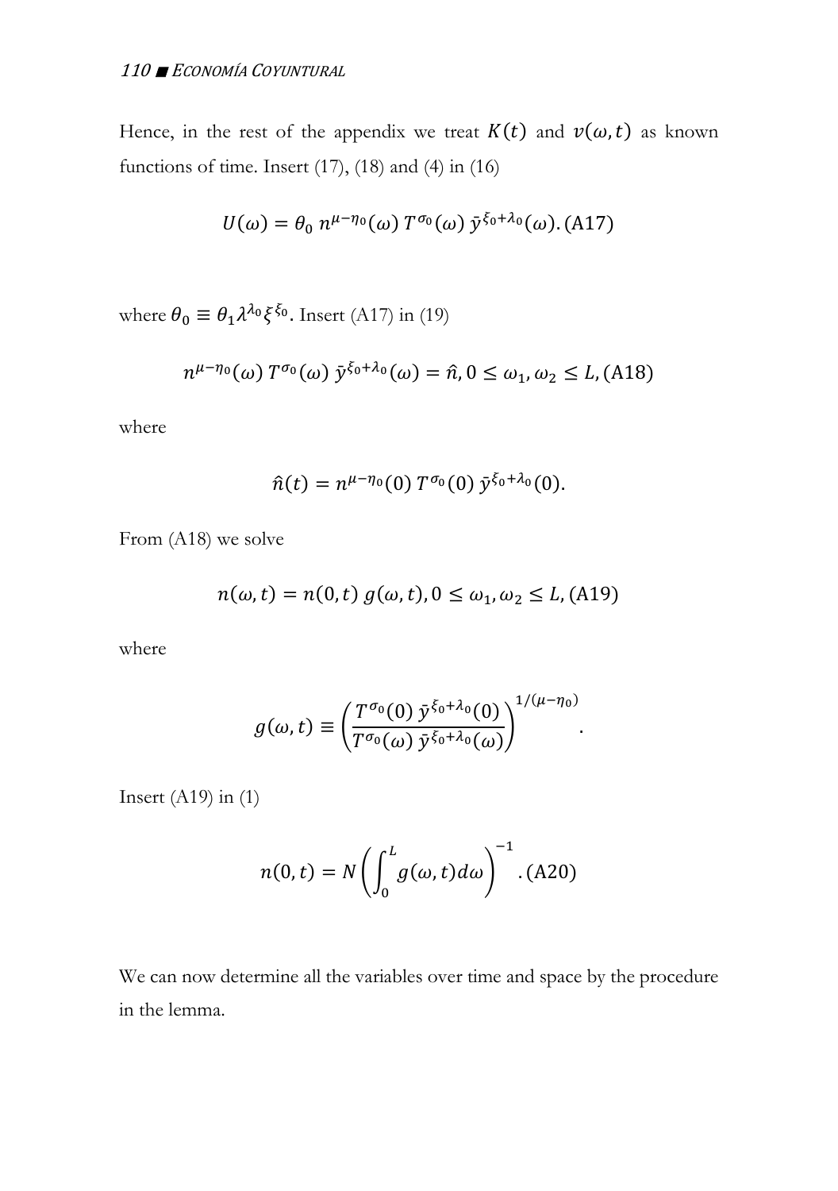Hence, in the rest of the appendix we treat $K(t)$ and $v(\omega, t)$ as known functions of time. Insert (17), (18) and (4) in (16)

$$U(\omega) = \theta_0 \, n^{\mu - \eta_0}(\omega) \, T^{\sigma_0}(\omega) \, \bar{y}^{\xi_0 + \lambda_0}(\omega). \text{(A17)}$$

where $\theta_0 \equiv \theta_1 \lambda^{\lambda_0} \xi^{\xi_0}$. Insert (A17) in (19)

$$n^{\mu - \eta_0}(\omega) \, T^{\sigma_0}(\omega) \, \bar{y}^{\xi_0 + \lambda_0}(\omega) = \hat{n}, 0 \leq \omega_1, \omega_2 \leq L, \text{(A18)}$$

where

$$\hat{n}(t) = n^{\mu - \eta_0}(0) \, T^{\sigma_0}(0) \, \bar{y}^{\xi_0 + \lambda_0}(0).$$

From (A18) we solve

$$n(\omega, t) = n(0, t) \, g(\omega, t), 0 \leq \omega_1, \omega_2 \leq L, \text{(A19)}$$

where

$$g(\omega, t) \equiv \left( \frac{T^{\sigma_0}(0) \, \bar{y}^{\xi_0 + \lambda_0}(0)}{T^{\sigma_0}(\omega) \, \bar{y}^{\xi_0 + \lambda_0}(\omega)} \right)^{1/(\mu - \eta_0)}.$$

Insert (A19) in (1)

$$n(0, t) = N \left( \int_0^L g(\omega, t) d\omega \right)^{-1}. \text{(A20)}$$

We can now determine all the variables over time and space by the procedure in the lemma.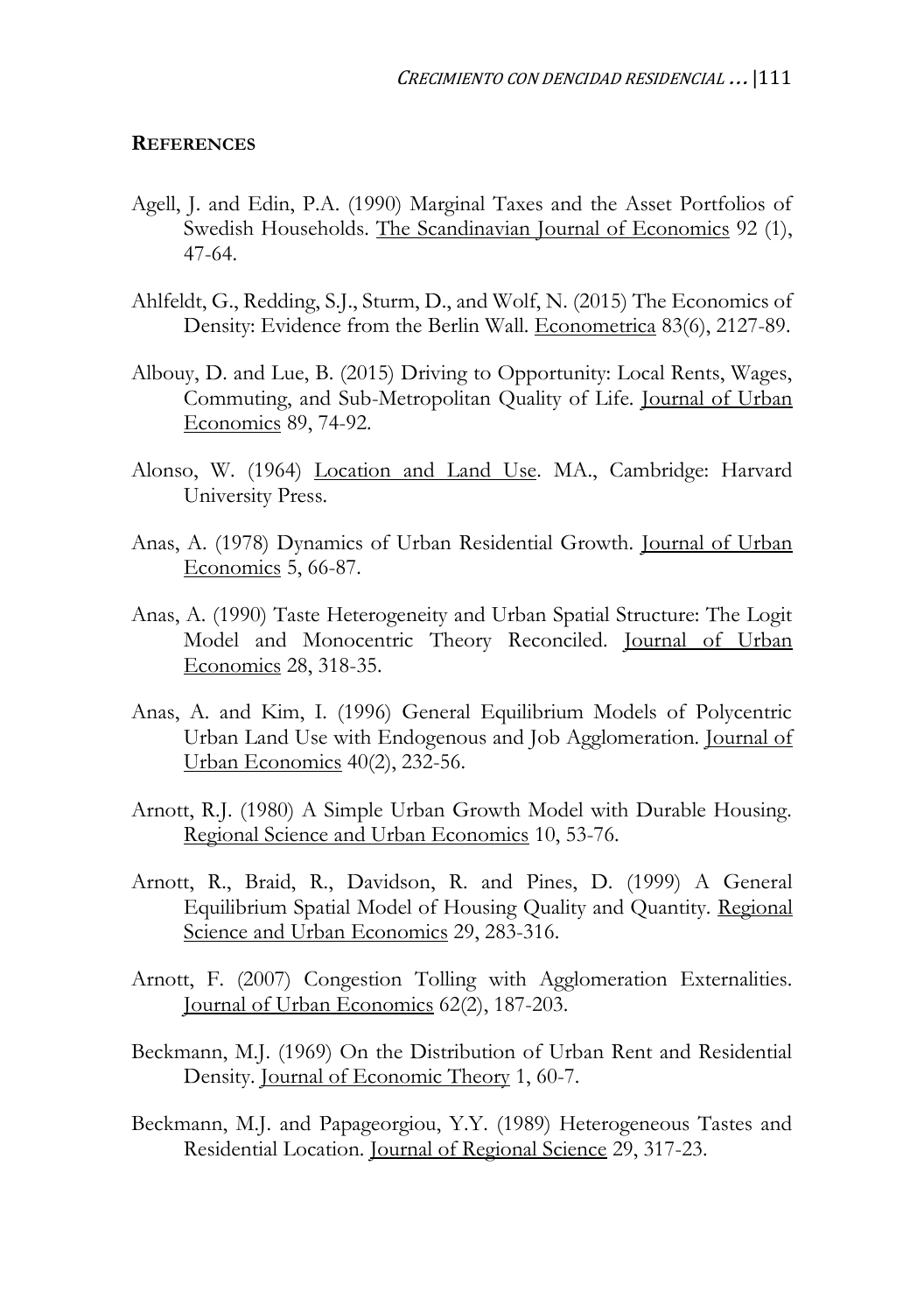## REFERENCES

Agell, J. and Edin, P.A. (1990) Marginal Taxes and the Asset Portfolios of Swedish Households. The Scandinavian Journal of Economics 92 (1), 47-64.

Ahlfeldt, G., Redding, S.J., Sturm, D., and Wolf, N. (2015) The Economics of Density: Evidence from the Berlin Wall. Econometrica 83(6), 2127-89.

Albouy, D. and Lue, B. (2015) Driving to Opportunity: Local Rents, Wages, Commuting, and Sub-Metropolitan Quality of Life. Journal of Urban Economics 89, 74-92.

Alonso, W. (1964) Location and Land Use. MA., Cambridge: Harvard University Press.

Anas, A. (1978) Dynamics of Urban Residential Growth. Journal of Urban Economics 5, 66-87.

Anas, A. (1990) Taste Heterogeneity and Urban Spatial Structure: The Logit Model and Monocentric Theory Reconciled. Journal of Urban Economics 28, 318-35.

Anas, A. and Kim, I. (1996) General Equilibrium Models of Polycentric Urban Land Use with Endogenous and Job Agglomeration. Journal of Urban Economics 40(2), 232-56.

Arnott, R.J. (1980) A Simple Urban Growth Model with Durable Housing. Regional Science and Urban Economics 10, 53-76.

Arnott, R., Braid, R., Davidson, R. and Pines, D. (1999) A General Equilibrium Spatial Model of Housing Quality and Quantity. Regional Science and Urban Economics 29, 283-316.

Arnott, F. (2007) Congestion Tolling with Agglomeration Externalities. Journal of Urban Economics 62(2), 187-203.

Beckmann, M.J. (1969) On the Distribution of Urban Rent and Residential Density. Journal of Economic Theory 1, 60-7.

Beckmann, M.J. and Papageorgiou, Y.Y. (1989) Heterogeneous Tastes and Residential Location. Journal of Regional Science 29, 317-23.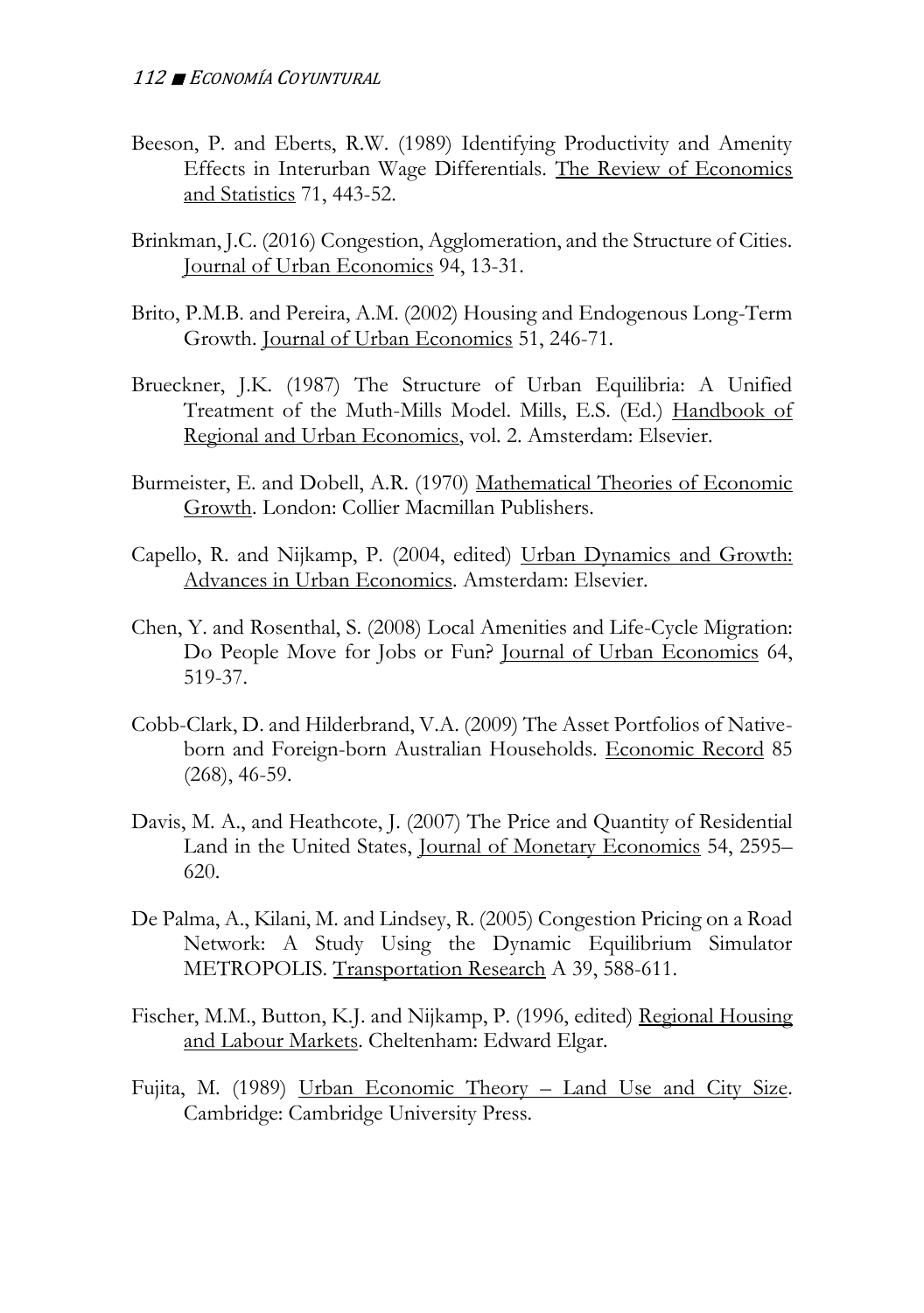Beeson, P. and Eberts, R.W. (1989) Identifying Productivity and Amenity Effects in Interurban Wage Differentials. The Review of Economics and Statistics 71, 443-52.

Brinkman, J.C. (2016) Congestion, Agglomeration, and the Structure of Cities. Journal of Urban Economics 94, 13-31.

Brito, P.M.B. and Pereira, A.M. (2002) Housing and Endogenous Long-Term Growth. Journal of Urban Economics 51, 246-71.

Brueckner, J.K. (1987) The Structure of Urban Equilibria: A Unified Treatment of the Muth-Mills Model. Mills, E.S. (Ed.) Handbook of Regional and Urban Economics, vol. 2. Amsterdam: Elsevier.

Burmeister, E. and Dobell, A.R. (1970) Mathematical Theories of Economic Growth. London: Collier Macmillan Publishers.

Capello, R. and Nijkamp, P. (2004, edited) Urban Dynamics and Growth: Advances in Urban Economics. Amsterdam: Elsevier.

Chen, Y. and Rosenthal, S. (2008) Local Amenities and Life-Cycle Migration: Do People Move for Jobs or Fun? Journal of Urban Economics 64, 519-37.

Cobb-Clark, D. and Hilderbrand, V.A. (2009) The Asset Portfolios of Native-born and Foreign-born Australian Households. Economic Record 85 (268), 46-59.

Davis, M. A., and Heathcote, J. (2007) The Price and Quantity of Residential Land in the United States, Journal of Monetary Economics 54, 2595–620.

De Palma, A., Kilani, M. and Lindsey, R. (2005) Congestion Pricing on a Road Network: A Study Using the Dynamic Equilibrium Simulator METROPOLIS. Transportation Research A 39, 588-611.

Fischer, M.M., Button, K.J. and Nijkamp, P. (1996, edited) Regional Housing and Labour Markets. Cheltenham: Edward Elgar.

Fujita, M. (1989) Urban Economic Theory – Land Use and City Size. Cambridge: Cambridge University Press.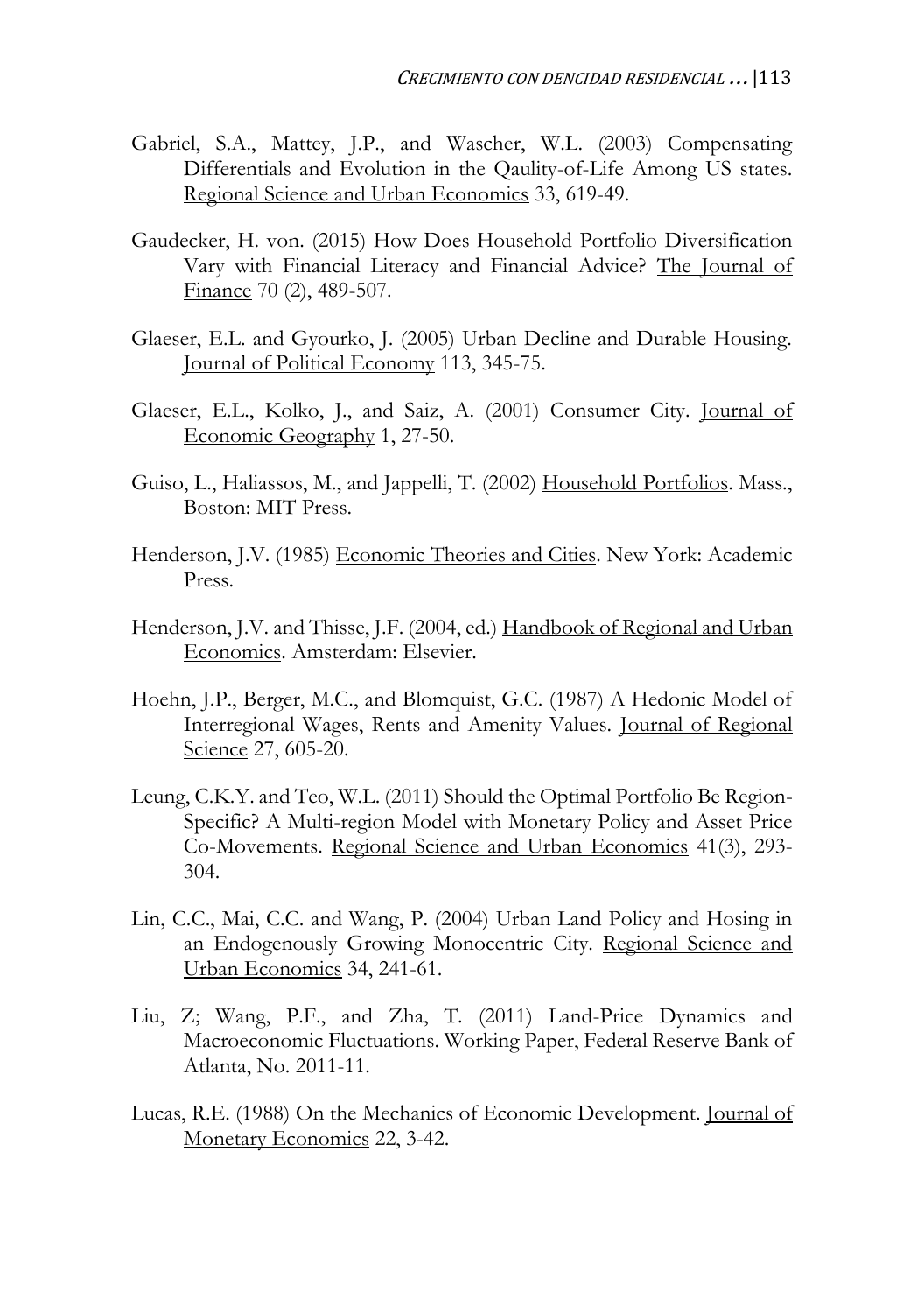Gabriel, S.A., Mattey, J.P., and Wascher, W.L. (2003) Compensating Differentials and Evolution in the Qaulity-of-Life Among US states. Regional Science and Urban Economics 33, 619-49.

Gaudecker, H. von. (2015) How Does Household Portfolio Diversification Vary with Financial Literacy and Financial Advice? The Journal of Finance 70 (2), 489-507.

Glaeser, E.L. and Gyourko, J. (2005) Urban Decline and Durable Housing. Journal of Political Economy 113, 345-75.

Glaeser, E.L., Kolko, J., and Saiz, A. (2001) Consumer City. Journal of Economic Geography 1, 27-50.

Guiso, L., Haliassos, M., and Jappelli, T. (2002) Household Portfolios. Mass., Boston: MIT Press.

Henderson, J.V. (1985) Economic Theories and Cities. New York: Academic Press.

Henderson, J.V. and Thisse, J.F. (2004, ed.) Handbook of Regional and Urban Economics. Amsterdam: Elsevier.

Hoehn, J.P., Berger, M.C., and Blomquist, G.C. (1987) A Hedonic Model of Interregional Wages, Rents and Amenity Values. Journal of Regional Science 27, 605-20.

Leung, C.K.Y. and Teo, W.L. (2011) Should the Optimal Portfolio Be Region-Specific? A Multi-region Model with Monetary Policy and Asset Price Co-Movements. Regional Science and Urban Economics 41(3), 293-304.

Lin, C.C., Mai, C.C. and Wang, P. (2004) Urban Land Policy and Hosing in an Endogenously Growing Monocentric City. Regional Science and Urban Economics 34, 241-61.

Liu, Z; Wang, P.F., and Zha, T. (2011) Land-Price Dynamics and Macroeconomic Fluctuations. Working Paper, Federal Reserve Bank of Atlanta, No. 2011-11.

Lucas, R.E. (1988) On the Mechanics of Economic Development. Journal of Monetary Economics 22, 3-42.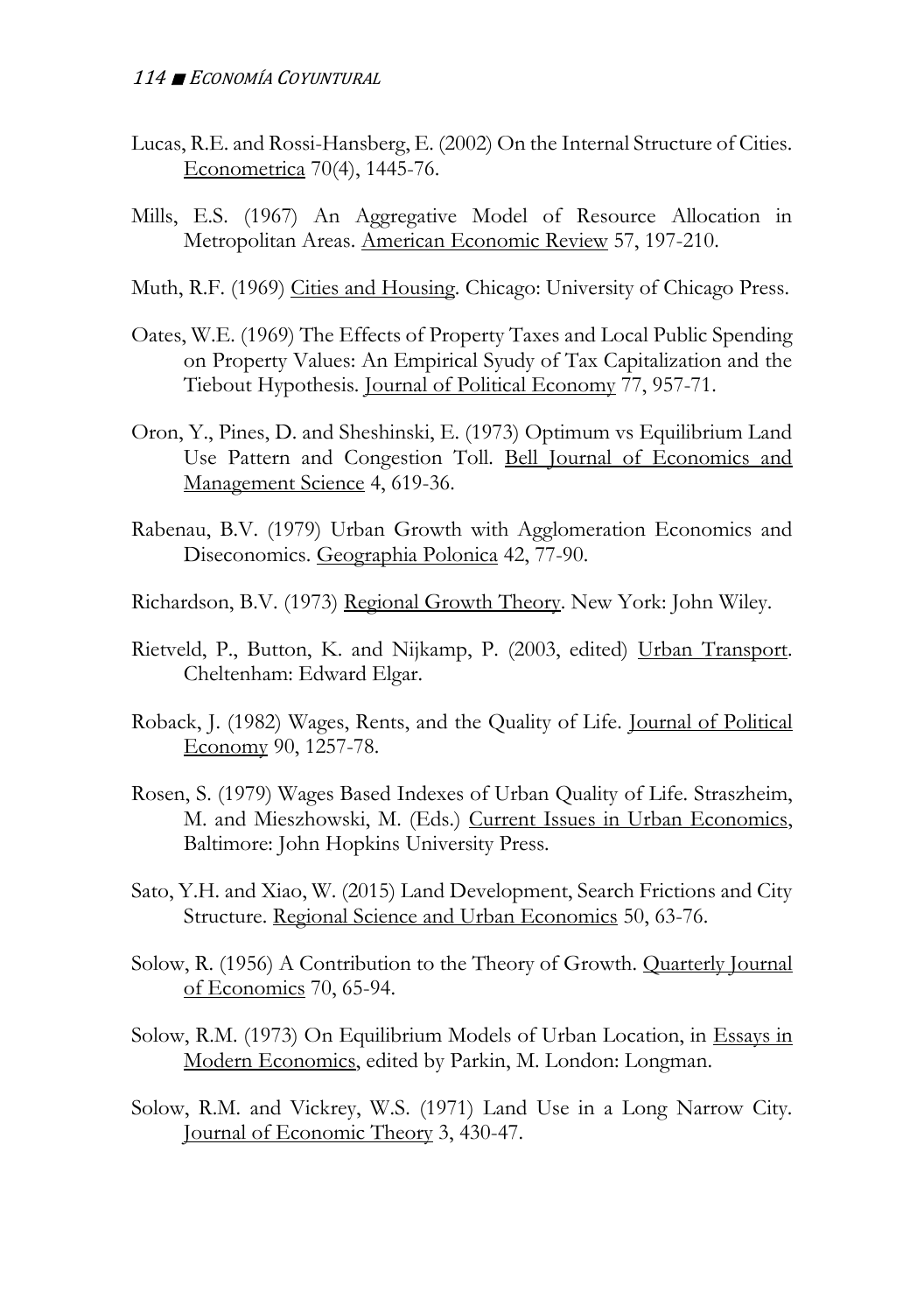Lucas, R.E. and Rossi-Hansberg, E. (2002) On the Internal Structure of Cities. Econometrica 70(4), 1445-76.

Mills, E.S. (1967) An Aggregative Model of Resource Allocation in Metropolitan Areas. American Economic Review 57, 197-210.

Muth, R.F. (1969) Cities and Housing. Chicago: University of Chicago Press.

Oates, W.E. (1969) The Effects of Property Taxes and Local Public Spending on Property Values: An Empirical Syudy of Tax Capitalization and the Tiebout Hypothesis. Journal of Political Economy 77, 957-71.

Oron, Y., Pines, D. and Sheshinski, E. (1973) Optimum vs Equilibrium Land Use Pattern and Congestion Toll. Bell Journal of Economics and Management Science 4, 619-36.

Rabenau, B.V. (1979) Urban Growth with Agglomeration Economics and Diseconomics. Geographia Polonica 42, 77-90.

Richardson, B.V. (1973) Regional Growth Theory. New York: John Wiley.

Rietveld, P., Button, K. and Nijkamp, P. (2003, edited) Urban Transport. Cheltenham: Edward Elgar.

Roback, J. (1982) Wages, Rents, and the Quality of Life. Journal of Political Economy 90, 1257-78.

Rosen, S. (1979) Wages Based Indexes of Urban Quality of Life. Straszheim, M. and Mieszhowski, M. (Eds.) Current Issues in Urban Economics, Baltimore: John Hopkins University Press.

Sato, Y.H. and Xiao, W. (2015) Land Development, Search Frictions and City Structure. Regional Science and Urban Economics 50, 63-76.

Solow, R. (1956) A Contribution to the Theory of Growth. Quarterly Journal of Economics 70, 65-94.

Solow, R.M. (1973) On Equilibrium Models of Urban Location, in Essays in Modern Economics, edited by Parkin, M. London: Longman.

Solow, R.M. and Vickrey, W.S. (1971) Land Use in a Long Narrow City. Journal of Economic Theory 3, 430-47.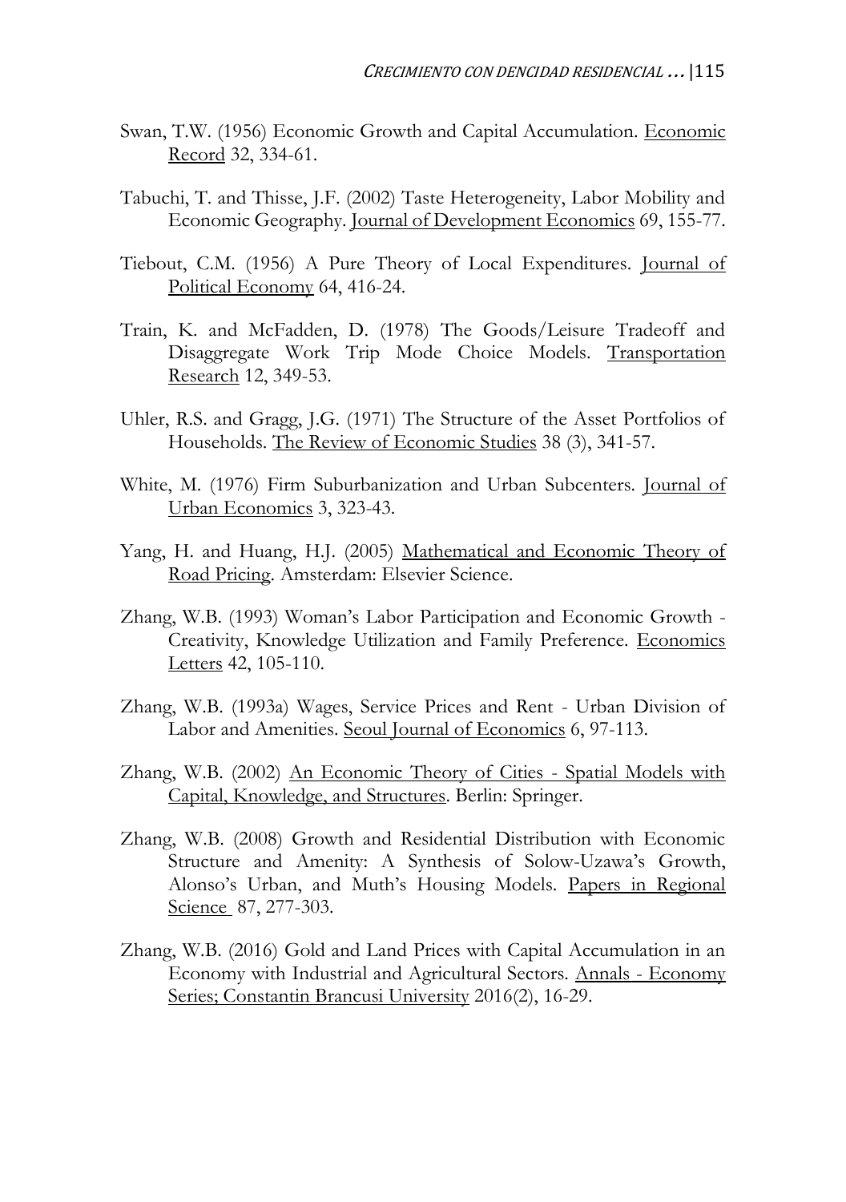Swan, T.W. (1956) Economic Growth and Capital Accumulation. Economic Record 32, 334-61.

Tabuchi, T. and Thisse, J.F. (2002) Taste Heterogeneity, Labor Mobility and Economic Geography. Journal of Development Economics 69, 155-77.

Tiebout, C.M. (1956) A Pure Theory of Local Expenditures. Journal of Political Economy 64, 416-24.

Train, K. and McFadden, D. (1978) The Goods/Leisure Tradeoff and Disaggregate Work Trip Mode Choice Models. Transportation Research 12, 349-53.

Uhler, R.S. and Gragg, J.G. (1971) The Structure of the Asset Portfolios of Households. The Review of Economic Studies 38 (3), 341-57.

White, M. (1976) Firm Suburbanization and Urban Subcenters. Journal of Urban Economics 3, 323-43.

Yang, H. and Huang, H.J. (2005) Mathematical and Economic Theory of Road Pricing. Amsterdam: Elsevier Science.

Zhang, W.B. (1993) Woman's Labor Participation and Economic Growth - Creativity, Knowledge Utilization and Family Preference. Economics Letters 42, 105-110.

Zhang, W.B. (1993a) Wages, Service Prices and Rent - Urban Division of Labor and Amenities. Seoul Journal of Economics 6, 97-113.

Zhang, W.B. (2002) An Economic Theory of Cities - Spatial Models with Capital, Knowledge, and Structures. Berlin: Springer.

Zhang, W.B. (2008) Growth and Residential Distribution with Economic Structure and Amenity: A Synthesis of Solow-Uzawa's Growth, Alonso's Urban, and Muth's Housing Models. Papers in Regional Science 87, 277-303.

Zhang, W.B. (2016) Gold and Land Prices with Capital Accumulation in an Economy with Industrial and Agricultural Sectors. Annals - Economy Series; Constantin Brancusi University 2016(2), 16-29.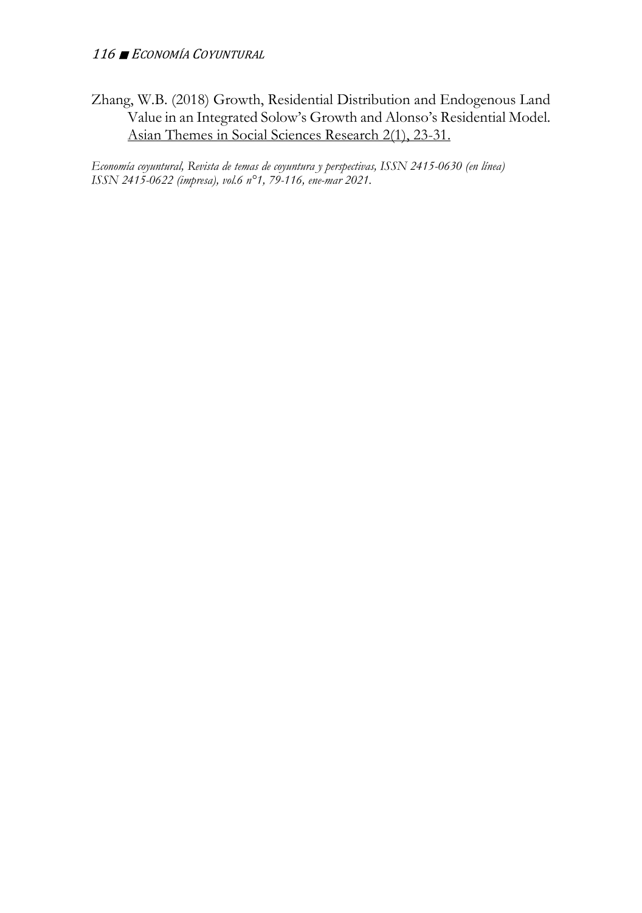Zhang, W.B. (2018) Growth, Residential Distribution and Endogenous Land Value in an Integrated Solow's Growth and Alonso's Residential Model. Asian Themes in Social Sciences Research 2(1), 23-31.